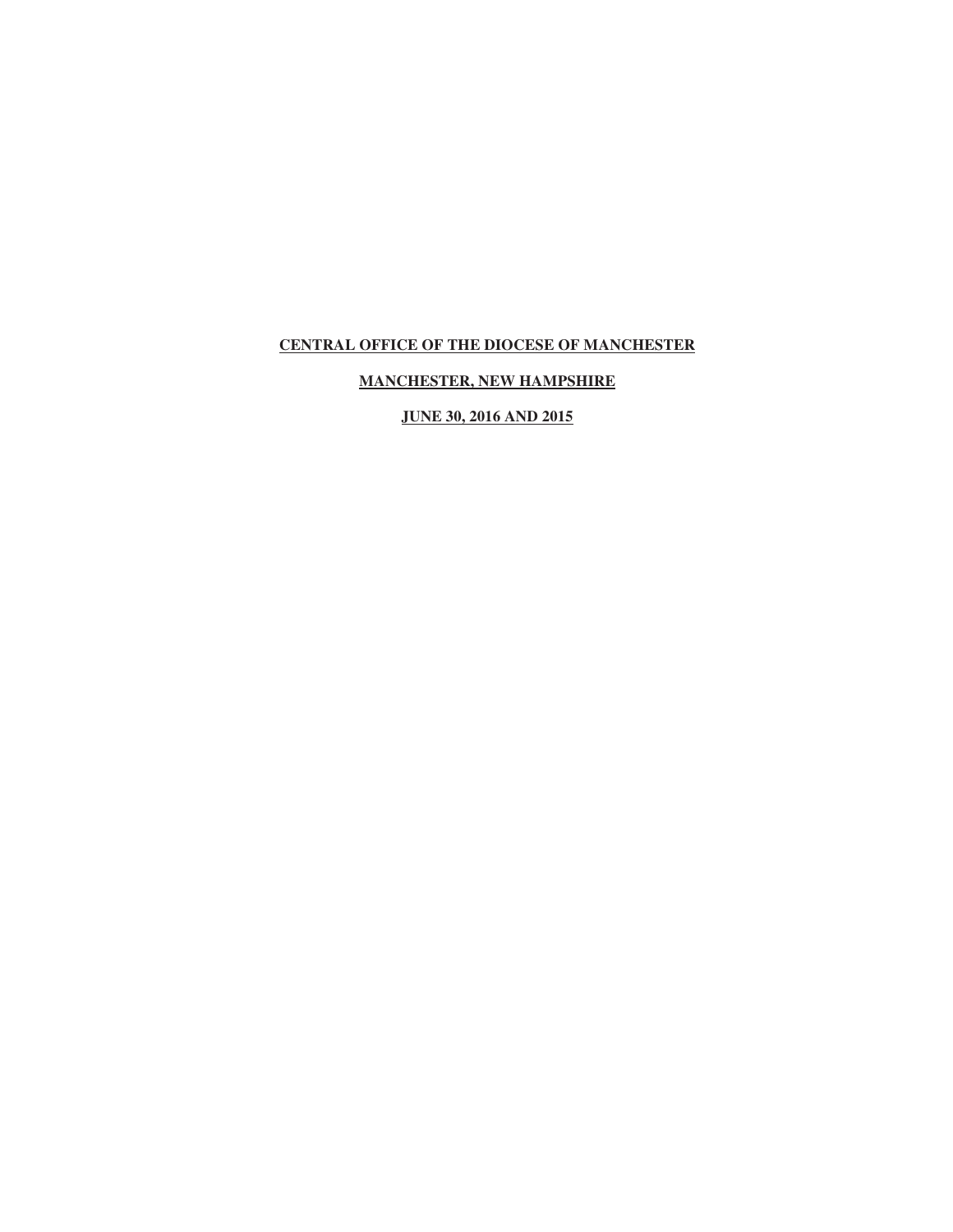**CENTRAL OFFICE OF THE DIOCESE OF MANCHESTER**

**MANCHESTER, NEW HAMPSHIRE**

**JUNE 30, 2016 AND 2015**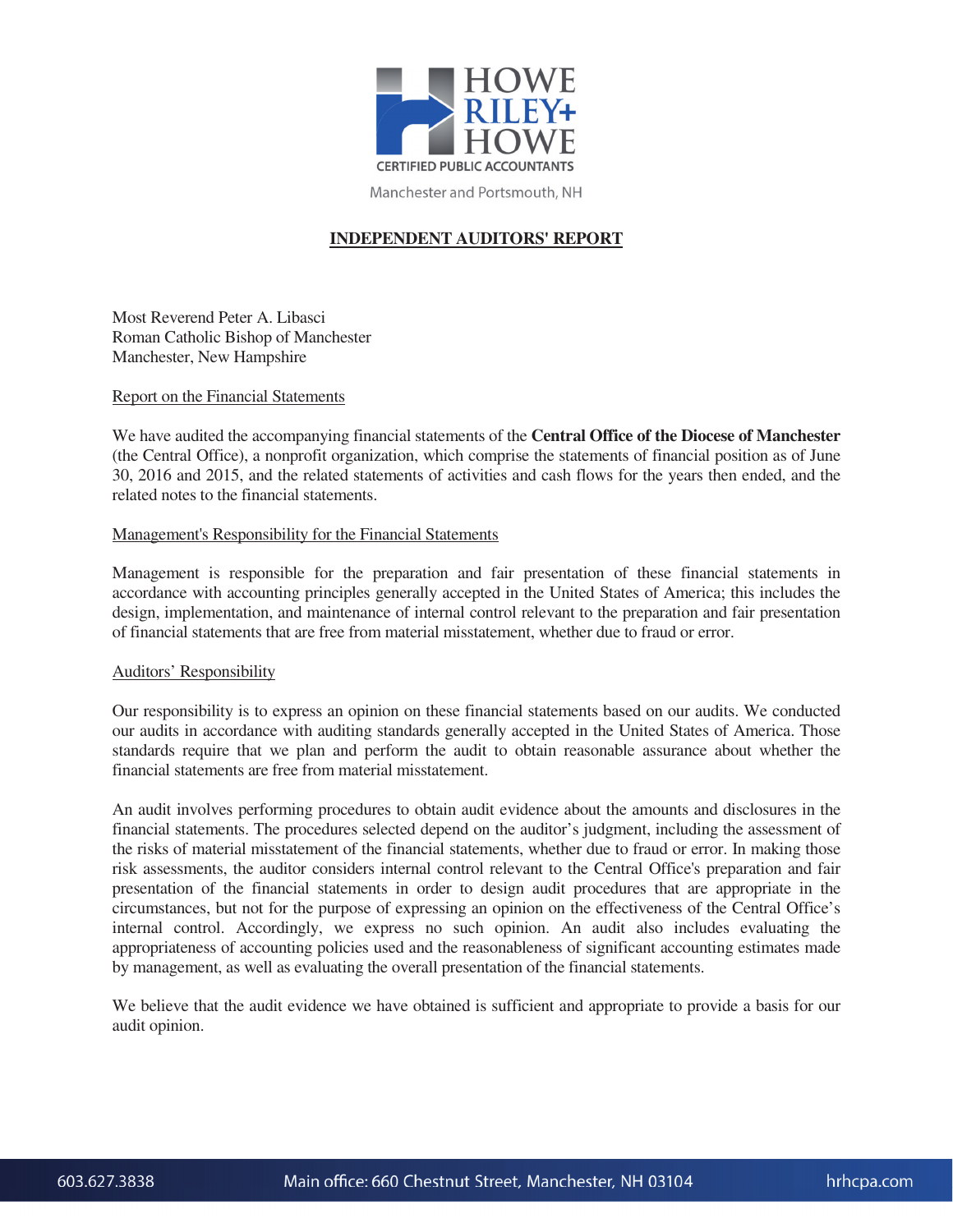HOWE RILEY+ HOWE

CERTIFIED PUBLIC ACCOUNTANTS

Manchester and Portsmouth, NH

# INDEPENDENT AUDITORS' REPORT

Most Reverend Peter A. Libasci
Roman Catholic Bishop of Manchester
Manchester, New Hampshire

## Report on the Financial Statements

We have audited the accompanying financial statements of the **Central Office of the Diocese of Manchester** (the Central Office), a nonprofit organization, which comprise the statements of financial position as of June 30, 2016 and 2015, and the related statements of activities and cash flows for the years then ended, and the related notes to the financial statements.

## Management's Responsibility for the Financial Statements

Management is responsible for the preparation and fair presentation of these financial statements in accordance with accounting principles generally accepted in the United States of America; this includes the design, implementation, and maintenance of internal control relevant to the preparation and fair presentation of financial statements that are free from material misstatement, whether due to fraud or error.

## Auditors' Responsibility

Our responsibility is to express an opinion on these financial statements based on our audits. We conducted our audits in accordance with auditing standards generally accepted in the United States of America. Those standards require that we plan and perform the audit to obtain reasonable assurance about whether the financial statements are free from material misstatement.

An audit involves performing procedures to obtain audit evidence about the amounts and disclosures in the financial statements. The procedures selected depend on the auditor's judgment, including the assessment of the risks of material misstatement of the financial statements, whether due to fraud or error. In making those risk assessments, the auditor considers internal control relevant to the Central Office's preparation and fair presentation of the financial statements in order to design audit procedures that are appropriate in the circumstances, but not for the purpose of expressing an opinion on the effectiveness of the Central Office's internal control. Accordingly, we express no such opinion. An audit also includes evaluating the appropriateness of accounting policies used and the reasonableness of significant accounting estimates made by management, as well as evaluating the overall presentation of the financial statements.

We believe that the audit evidence we have obtained is sufficient and appropriate to provide a basis for our audit opinion.

603.627.3838 Main office: 660 Chestnut Street, Manchester, NH 03104 hrhcpa.com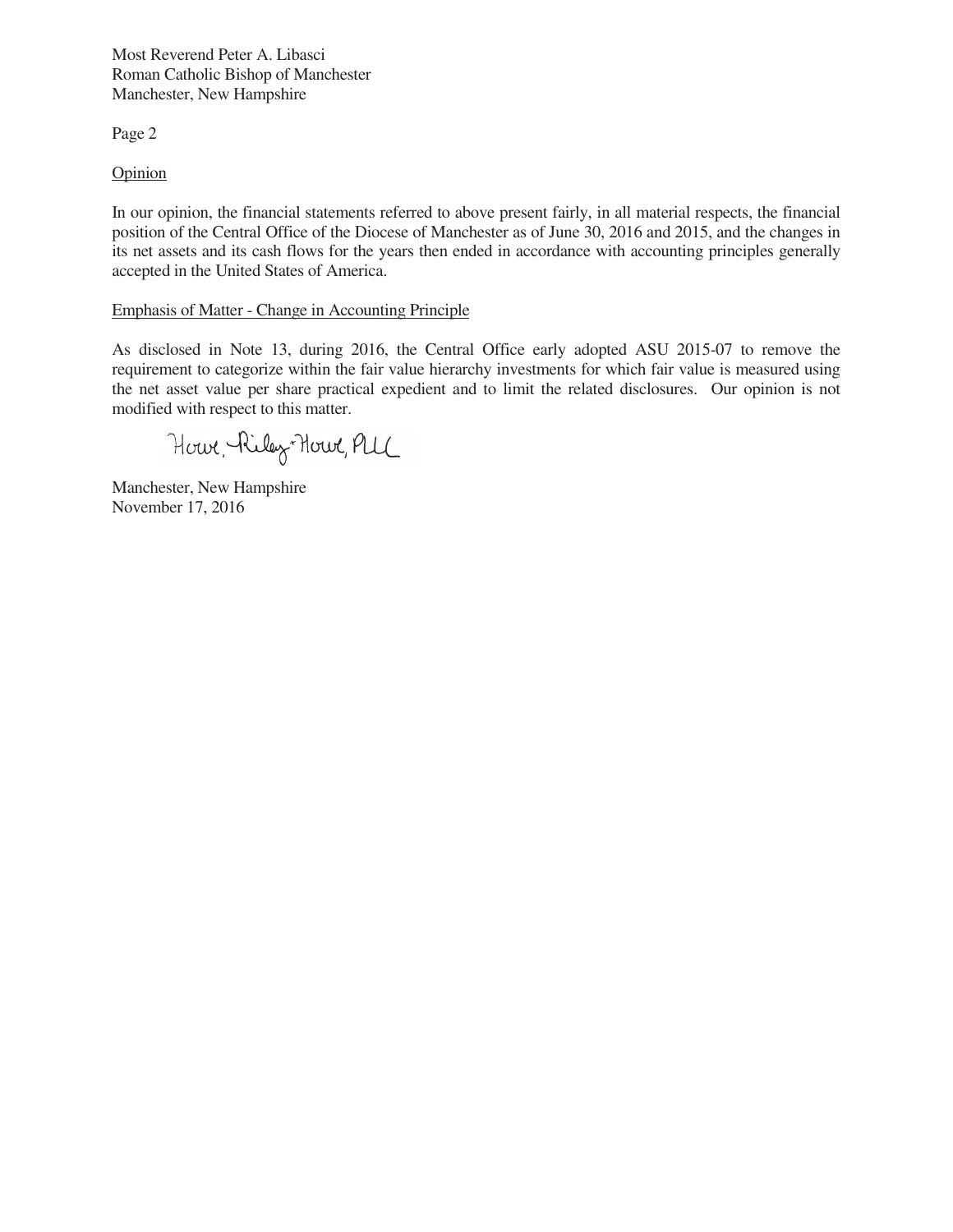Most Reverend Peter A. Libasci
Roman Catholic Bishop of Manchester
Manchester, New Hampshire

Page 2

Opinion

In our opinion, the financial statements referred to above present fairly, in all material respects, the financial position of the Central Office of the Diocese of Manchester as of June 30, 2016 and 2015, and the changes in its net assets and its cash flows for the years then ended in accordance with accounting principles generally accepted in the United States of America.

Emphasis of Matter - Change in Accounting Principle

As disclosed in Note 13, during 2016, the Central Office early adopted ASU 2015-07 to remove the requirement to categorize within the fair value hierarchy investments for which fair value is measured using the net asset value per share practical expedient and to limit the related disclosures. Our opinion is not modified with respect to this matter.

Howe, Riley & Howe, PLLC

Manchester, New Hampshire
November 17, 2016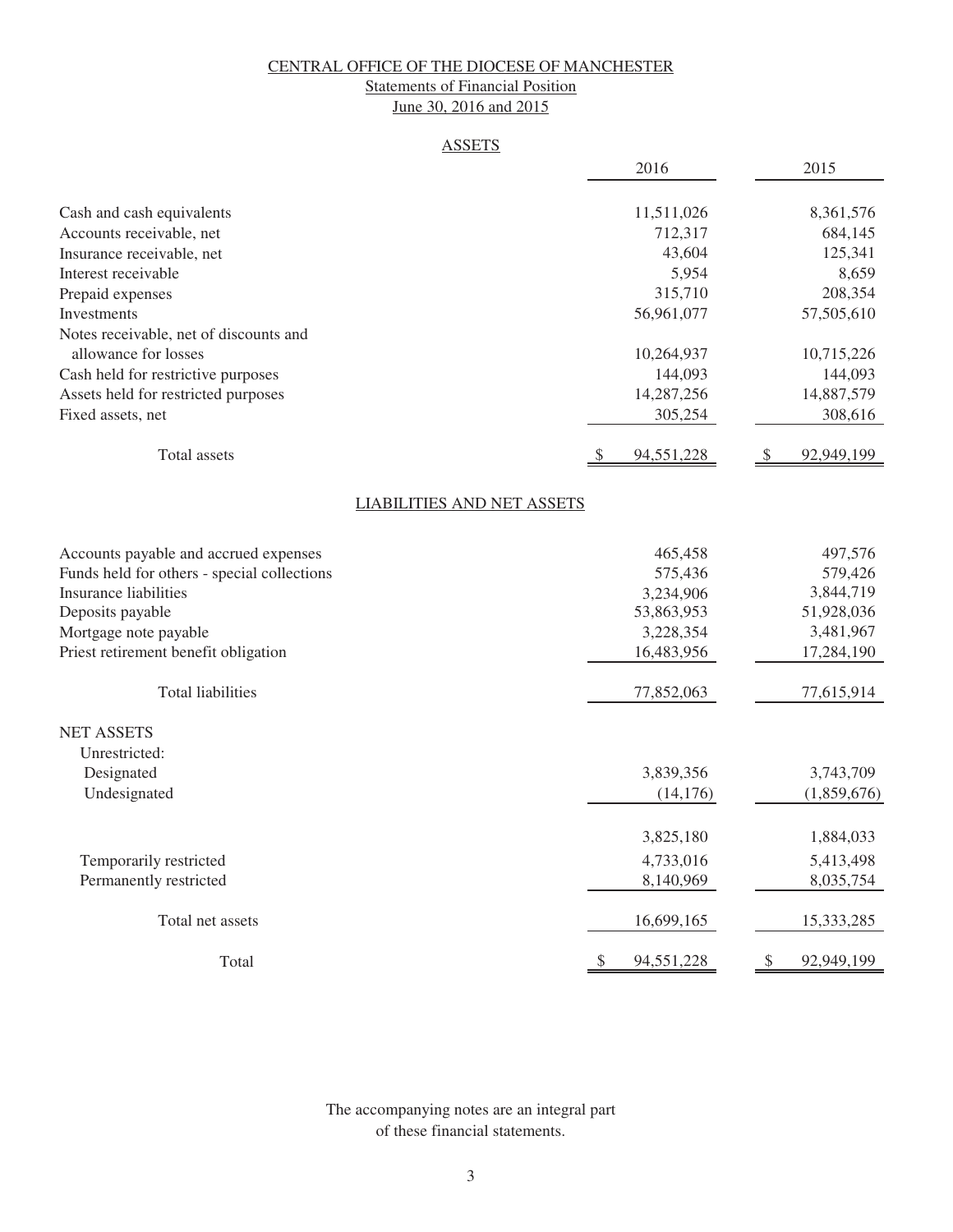# CENTRAL OFFICE OF THE DIOCESE OF MANCHESTER

## Statements of Financial Position

### June 30, 2016 and 2015

#### ASSETS

| | 2016 | 2015 |
|---|---|---|
| Cash and cash equivalents | 11,511,026 | 8,361,576 |
| Accounts receivable, net | 712,317 | 684,145 |
| Insurance receivable, net | 43,604 | 125,341 |
| Interest receivable | 5,954 | 8,659 |
| Prepaid expenses | 315,710 | 208,354 |
| Investments | 56,961,077 | 57,505,610 |
| Notes receivable, net of discounts and allowance for losses | 10,264,937 | 10,715,226 |
| Cash held for restrictive purposes | 144,093 | 144,093 |
| Assets held for restricted purposes | 14,287,256 | 14,887,579 |
| Fixed assets, net | 305,254 | 308,616 |
| Total assets | $ 94,551,228 | $ 92,949,199 |

#### LIABILITIES AND NET ASSETS

| | 2016 | 2015 |
|---|---|---|
| Accounts payable and accrued expenses | 465,458 | 497,576 |
| Funds held for others - special collections | 575,436 | 579,426 |
| Insurance liabilities | 3,234,906 | 3,844,719 |
| Deposits payable | 53,863,953 | 51,928,036 |
| Mortgage note payable | 3,228,354 | 3,481,967 |
| Priest retirement benefit obligation | 16,483,956 | 17,284,190 |
| Total liabilities | 77,852,063 | 77,615,914 |
| NET ASSETS | | |
| Unrestricted: | | |
| Designated | 3,839,356 | 3,743,709 |
| Undesignated | (14,176) | (1,859,676) |
| | 3,825,180 | 1,884,033 |
| Temporarily restricted | 4,733,016 | 5,413,498 |
| Permanently restricted | 8,140,969 | 8,035,754 |
| Total net assets | 16,699,165 | 15,333,285 |
| Total | $ 94,551,228 | $ 92,949,199 |

The accompanying notes are an integral part of these financial statements.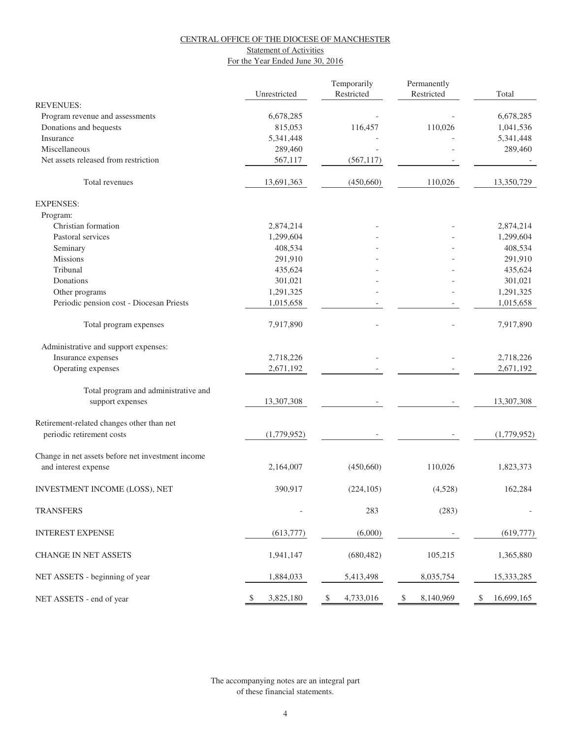CENTRAL OFFICE OF THE DIOCESE OF MANCHESTER

Statement of Activities

For the Year Ended June 30, 2016

| | Unrestricted | Temporarily Restricted | Permanently Restricted | Total |
|---|---|---|---|---|
| REVENUES: | | | | |
| Program revenue and assessments | 6,678,285 | - | - | 6,678,285 |
| Donations and bequests | 815,053 | 116,457 | 110,026 | 1,041,536 |
| Insurance | 5,341,448 | - | - | 5,341,448 |
| Miscellaneous | 289,460 | - | - | 289,460 |
| Net assets released from restriction | 567,117 | (567,117) | - | - |
| Total revenues | 13,691,363 | (450,660) | 110,026 | 13,350,729 |
| EXPENSES: | | | | |
| Program: | | | | |
| Christian formation | 2,874,214 | - | - | 2,874,214 |
| Pastoral services | 1,299,604 | - | - | 1,299,604 |
| Seminary | 408,534 | - | - | 408,534 |
| Missions | 291,910 | - | - | 291,910 |
| Tribunal | 435,624 | - | - | 435,624 |
| Donations | 301,021 | - | - | 301,021 |
| Other programs | 1,291,325 | - | - | 1,291,325 |
| Periodic pension cost - Diocesan Priests | 1,015,658 | - | - | 1,015,658 |
| Total program expenses | 7,917,890 | - | - | 7,917,890 |
| Administrative and support expenses: | | | | |
| Insurance expenses | 2,718,226 | - | - | 2,718,226 |
| Operating expenses | 2,671,192 | - | - | 2,671,192 |
| Total program and administrative and support expenses | 13,307,308 | - | - | 13,307,308 |
| Retirement-related changes other than net periodic retirement costs | (1,779,952) | - | - | (1,779,952) |
| Change in net assets before net investment income and interest expense | 2,164,007 | (450,660) | 110,026 | 1,823,373 |
| INVESTMENT INCOME (LOSS), NET | 390,917 | (224,105) | (4,528) | 162,284 |
| TRANSFERS | - | 283 | (283) | - |
| INTEREST EXPENSE | (613,777) | (6,000) | - | (619,777) |
| CHANGE IN NET ASSETS | 1,941,147 | (680,482) | 105,215 | 1,365,880 |
| NET ASSETS - beginning of year | 1,884,033 | 5,413,498 | 8,035,754 | 15,333,285 |
| NET ASSETS - end of year | $ 3,825,180 | $ 4,733,016 | $ 8,140,969 | $ 16,699,165 |

The accompanying notes are an integral part of these financial statements.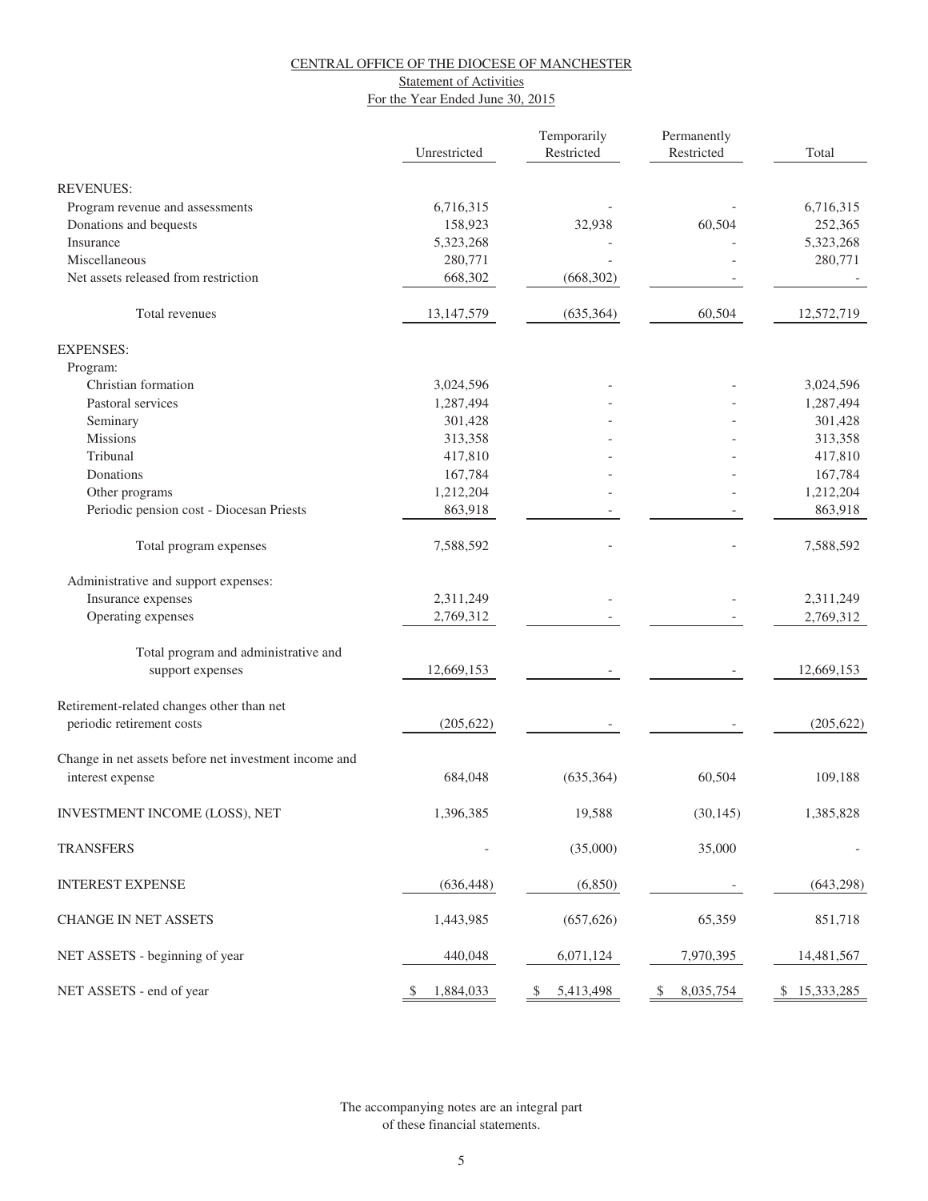CENTRAL OFFICE OF THE DIOCESE OF MANCHESTER

Statement of Activities

For the Year Ended June 30, 2015

| | Unrestricted | Temporarily Restricted | Permanently Restricted | Total |
|---|---|---|---|---|
| REVENUES: | | | | |
| Program revenue and assessments | 6,716,315 | - | - | 6,716,315 |
| Donations and bequests | 158,923 | 32,938 | 60,504 | 252,365 |
| Insurance | 5,323,268 | - | - | 5,323,268 |
| Miscellaneous | 280,771 | - | - | 280,771 |
| Net assets released from restriction | 668,302 | (668,302) | - | - |
| Total revenues | 13,147,579 | (635,364) | 60,504 | 12,572,719 |
| EXPENSES: | | | | |
| Program: | | | | |
| Christian formation | 3,024,596 | - | - | 3,024,596 |
| Pastoral services | 1,287,494 | - | - | 1,287,494 |
| Seminary | 301,428 | - | - | 301,428 |
| Missions | 313,358 | - | - | 313,358 |
| Tribunal | 417,810 | - | - | 417,810 |
| Donations | 167,784 | - | - | 167,784 |
| Other programs | 1,212,204 | - | - | 1,212,204 |
| Periodic pension cost - Diocesan Priests | 863,918 | - | - | 863,918 |
| Total program expenses | 7,588,592 | - | - | 7,588,592 |
| Administrative and support expenses: | | | | |
| Insurance expenses | 2,311,249 | - | - | 2,311,249 |
| Operating expenses | 2,769,312 | - | - | 2,769,312 |
| Total program and administrative and support expenses | 12,669,153 | - | - | 12,669,153 |
| Retirement-related changes other than net periodic retirement costs | (205,622) | - | - | (205,622) |
| Change in net assets before net investment income and interest expense | 684,048 | (635,364) | 60,504 | 109,188 |
| INVESTMENT INCOME (LOSS), NET | 1,396,385 | 19,588 | (30,145) | 1,385,828 |
| TRANSFERS | - | (35,000) | 35,000 | - |
| INTEREST EXPENSE | (636,448) | (6,850) | - | (643,298) |
| CHANGE IN NET ASSETS | 1,443,985 | (657,626) | 65,359 | 851,718 |
| NET ASSETS - beginning of year | 440,048 | 6,071,124 | 7,970,395 | 14,481,567 |
| NET ASSETS - end of year | $ 1,884,033 | $ 5,413,498 | $ 8,035,754 | $ 15,333,285 |

The accompanying notes are an integral part of these financial statements.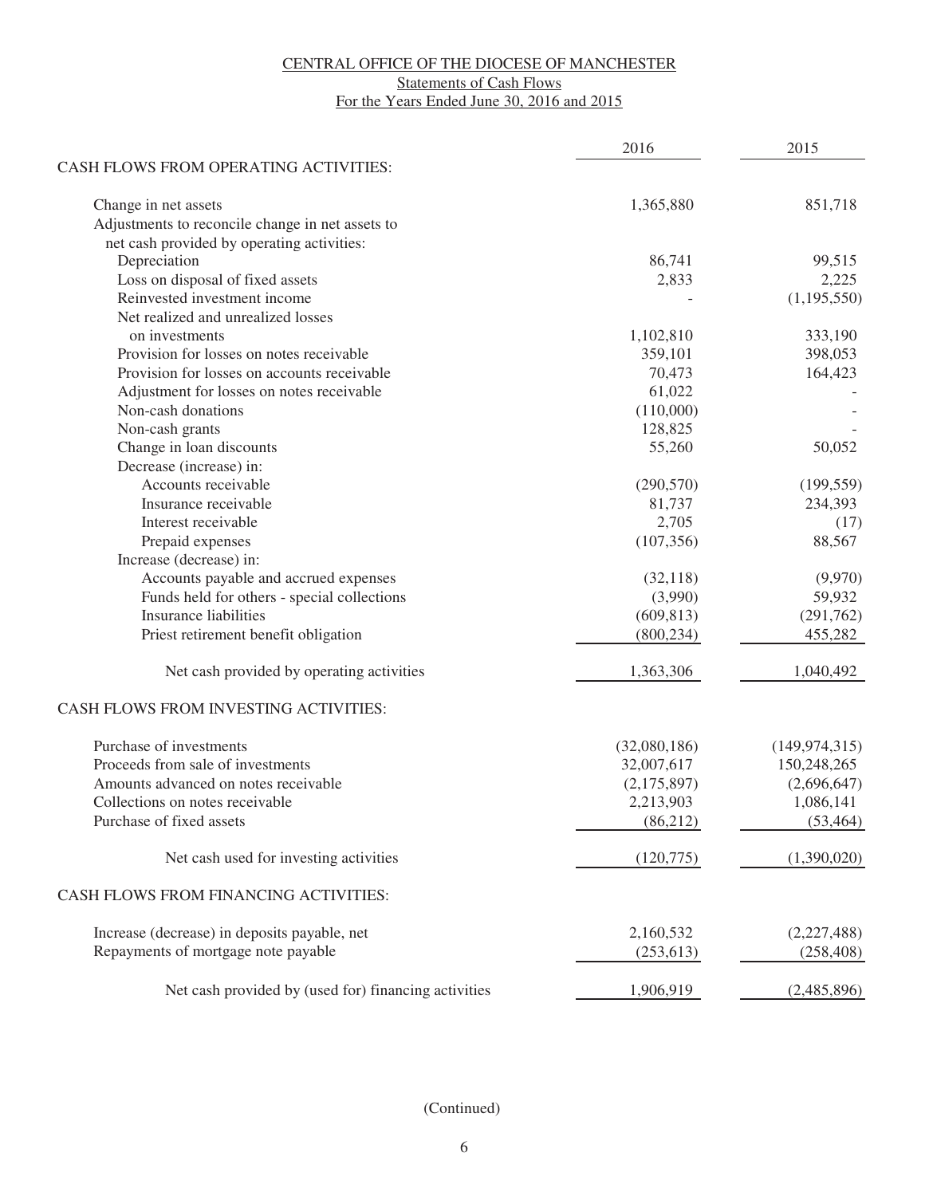# CENTRAL OFFICE OF THE DIOCESE OF MANCHESTER

## Statements of Cash Flows

### For the Years Ended June 30, 2016 and 2015

| | 2016 | 2015 |
|---|---|---|
| **CASH FLOWS FROM OPERATING ACTIVITIES:** | | |
| Change in net assets | 1,365,880 | 851,718 |
| Adjustments to reconcile change in net assets to net cash provided by operating activities: | | |
| Depreciation | 86,741 | 99,515 |
| Loss on disposal of fixed assets | 2,833 | 2,225 |
| Reinvested investment income | - | (1,195,550) |
| Net realized and unrealized losses on investments | 1,102,810 | 333,190 |
| Provision for losses on notes receivable | 359,101 | 398,053 |
| Provision for losses on accounts receivable | 70,473 | 164,423 |
| Adjustment for losses on notes receivable | 61,022 | - |
| Non-cash donations | (110,000) | - |
| Non-cash grants | 128,825 | - |
| Change in loan discounts | 55,260 | 50,052 |
| Decrease (increase) in: | | |
| Accounts receivable | (290,570) | (199,559) |
| Insurance receivable | 81,737 | 234,393 |
| Interest receivable | 2,705 | (17) |
| Prepaid expenses | (107,356) | 88,567 |
| Increase (decrease) in: | | |
| Accounts payable and accrued expenses | (32,118) | (9,970) |
| Funds held for others - special collections | (3,990) | 59,932 |
| Insurance liabilities | (609,813) | (291,762) |
| Priest retirement benefit obligation | (800,234) | 455,282 |
| Net cash provided by operating activities | 1,363,306 | 1,040,492 |
| **CASH FLOWS FROM INVESTING ACTIVITIES:** | | |
| Purchase of investments | (32,080,186) | (149,974,315) |
| Proceeds from sale of investments | 32,007,617 | 150,248,265 |
| Amounts advanced on notes receivable | (2,175,897) | (2,696,647) |
| Collections on notes receivable | 2,213,903 | 1,086,141 |
| Purchase of fixed assets | (86,212) | (53,464) |
| Net cash used for investing activities | (120,775) | (1,390,020) |
| **CASH FLOWS FROM FINANCING ACTIVITIES:** | | |
| Increase (decrease) in deposits payable, net | 2,160,532 | (2,227,488) |
| Repayments of mortgage note payable | (253,613) | (258,408) |
| Net cash provided by (used for) financing activities | 1,906,919 | (2,485,896) |

(Continued)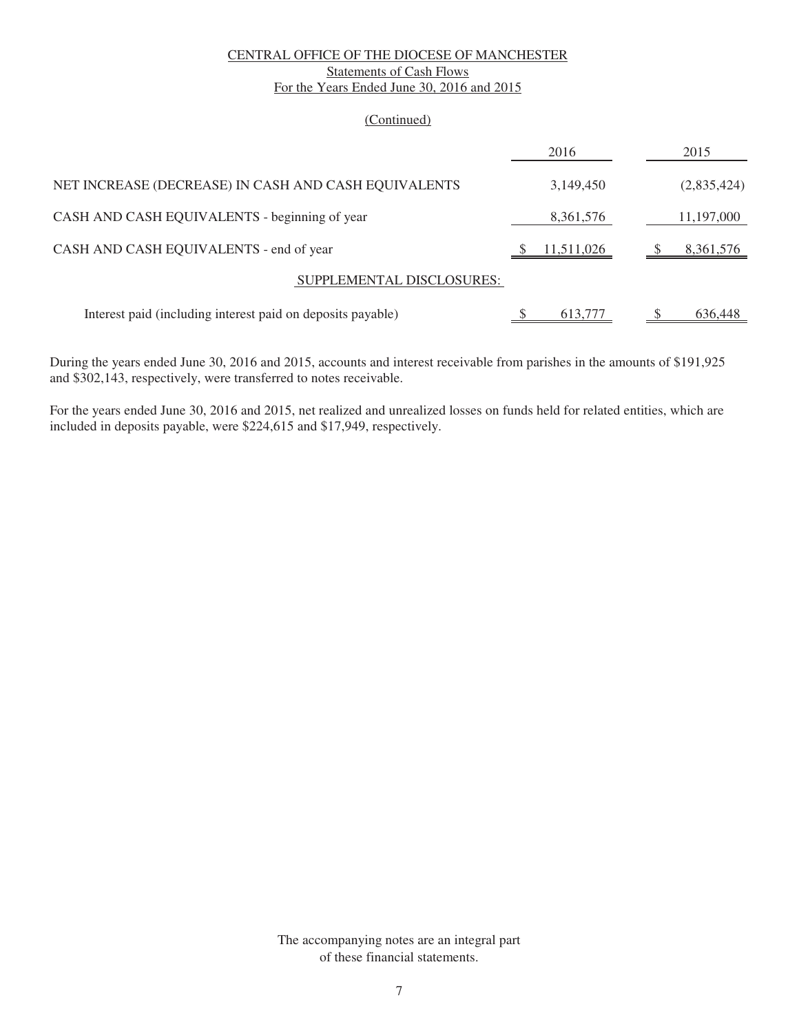# CENTRAL OFFICE OF THE DIOCESE OF MANCHESTER
## Statements of Cash Flows
### For the Years Ended June 30, 2016 and 2015

(Continued)

| | 2016 | 2015 |
|---|---|---|
| NET INCREASE (DECREASE) IN CASH AND CASH EQUIVALENTS | 3,149,450 | (2,835,424) |
| CASH AND CASH EQUIVALENTS - beginning of year | 8,361,576 | 11,197,000 |
| CASH AND CASH EQUIVALENTS - end of year | $ 11,511,026 | $ 8,361,576 |
| SUPPLEMENTAL DISCLOSURES: | | |
| Interest paid (including interest paid on deposits payable) | $ 613,777 | $ 636,448 |

During the years ended June 30, 2016 and 2015, accounts and interest receivable from parishes in the amounts of $191,925 and $302,143, respectively, were transferred to notes receivable.

For the years ended June 30, 2016 and 2015, net realized and unrealized losses on funds held for related entities, which are included in deposits payable, were $224,615 and $17,949, respectively.

The accompanying notes are an integral part of these financial statements.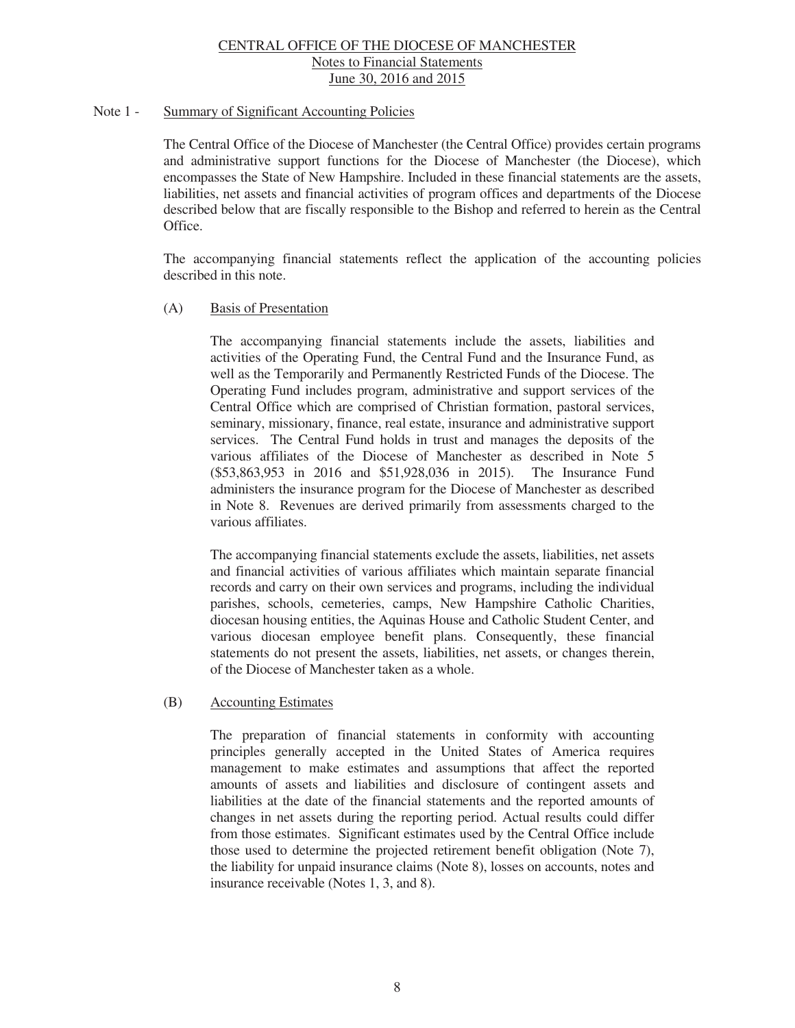# CENTRAL OFFICE OF THE DIOCESE OF MANCHESTER
## Notes to Financial Statements
## June 30, 2016 and 2015

### Note 1 - Summary of Significant Accounting Policies

The Central Office of the Diocese of Manchester (the Central Office) provides certain programs and administrative support functions for the Diocese of Manchester (the Diocese), which encompasses the State of New Hampshire. Included in these financial statements are the assets, liabilities, net assets and financial activities of program offices and departments of the Diocese described below that are fiscally responsible to the Bishop and referred to herein as the Central Office.

The accompanying financial statements reflect the application of the accounting policies described in this note.

#### (A) Basis of Presentation

The accompanying financial statements include the assets, liabilities and activities of the Operating Fund, the Central Fund and the Insurance Fund, as well as the Temporarily and Permanently Restricted Funds of the Diocese. The Operating Fund includes program, administrative and support services of the Central Office which are comprised of Christian formation, pastoral services, seminary, missionary, finance, real estate, insurance and administrative support services. The Central Fund holds in trust and manages the deposits of the various affiliates of the Diocese of Manchester as described in Note 5 ($53,863,953 in 2016 and $51,928,036 in 2015). The Insurance Fund administers the insurance program for the Diocese of Manchester as described in Note 8. Revenues are derived primarily from assessments charged to the various affiliates.

The accompanying financial statements exclude the assets, liabilities, net assets and financial activities of various affiliates which maintain separate financial records and carry on their own services and programs, including the individual parishes, schools, cemeteries, camps, New Hampshire Catholic Charities, diocesan housing entities, the Aquinas House and Catholic Student Center, and various diocesan employee benefit plans. Consequently, these financial statements do not present the assets, liabilities, net assets, or changes therein, of the Diocese of Manchester taken as a whole.

#### (B) Accounting Estimates

The preparation of financial statements in conformity with accounting principles generally accepted in the United States of America requires management to make estimates and assumptions that affect the reported amounts of assets and liabilities and disclosure of contingent assets and liabilities at the date of the financial statements and the reported amounts of changes in net assets during the reporting period. Actual results could differ from those estimates. Significant estimates used by the Central Office include those used to determine the projected retirement benefit obligation (Note 7), the liability for unpaid insurance claims (Note 8), losses on accounts, notes and insurance receivable (Notes 1, 3, and 8).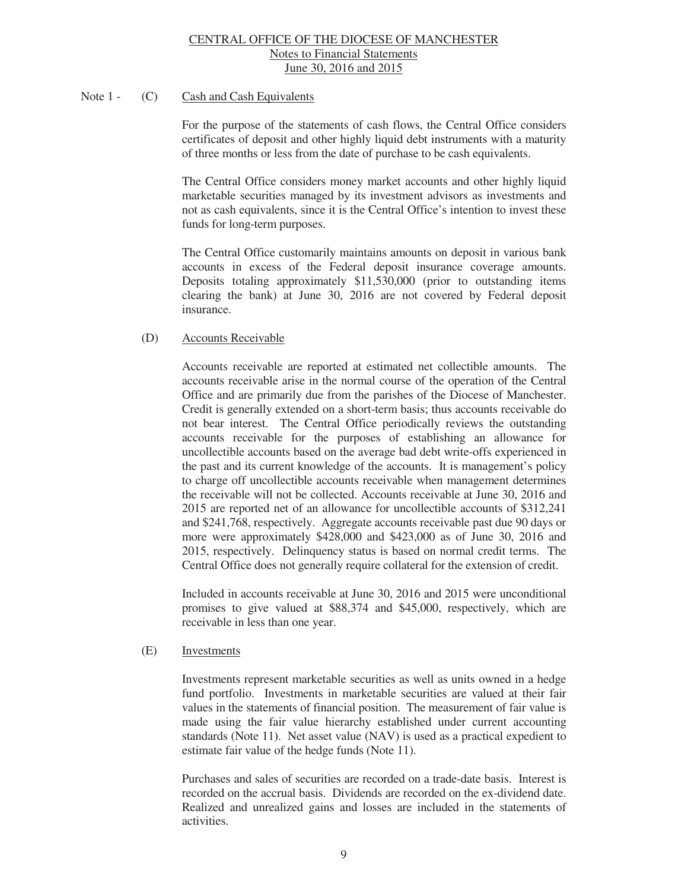Note 1 - (C) Cash and Cash Equivalents

For the purpose of the statements of cash flows, the Central Office considers certificates of deposit and other highly liquid debt instruments with a maturity of three months or less from the date of purchase to be cash equivalents.

The Central Office considers money market accounts and other highly liquid marketable securities managed by its investment advisors as investments and not as cash equivalents, since it is the Central Office's intention to invest these funds for long-term purposes.

The Central Office customarily maintains amounts on deposit in various bank accounts in excess of the Federal deposit insurance coverage amounts. Deposits totaling approximately $11,530,000 (prior to outstanding items clearing the bank) at June 30, 2016 are not covered by Federal deposit insurance.

(D) Accounts Receivable

Accounts receivable are reported at estimated net collectible amounts. The accounts receivable arise in the normal course of the operation of the Central Office and are primarily due from the parishes of the Diocese of Manchester. Credit is generally extended on a short-term basis; thus accounts receivable do not bear interest. The Central Office periodically reviews the outstanding accounts receivable for the purposes of establishing an allowance for uncollectible accounts based on the average bad debt write-offs experienced in the past and its current knowledge of the accounts. It is management's policy to charge off uncollectible accounts receivable when management determines the receivable will not be collected. Accounts receivable at June 30, 2016 and 2015 are reported net of an allowance for uncollectible accounts of $312,241 and $241,768, respectively. Aggregate accounts receivable past due 90 days or more were approximately $428,000 and $423,000 as of June 30, 2016 and 2015, respectively. Delinquency status is based on normal credit terms. The Central Office does not generally require collateral for the extension of credit.

Included in accounts receivable at June 30, 2016 and 2015 were unconditional promises to give valued at $88,374 and $45,000, respectively, which are receivable in less than one year.

(E) Investments

Investments represent marketable securities as well as units owned in a hedge fund portfolio. Investments in marketable securities are valued at their fair values in the statements of financial position. The measurement of fair value is made using the fair value hierarchy established under current accounting standards (Note 11). Net asset value (NAV) is used as a practical expedient to estimate fair value of the hedge funds (Note 11).

Purchases and sales of securities are recorded on a trade-date basis. Interest is recorded on the accrual basis. Dividends are recorded on the ex-dividend date. Realized and unrealized gains and losses are included in the statements of activities.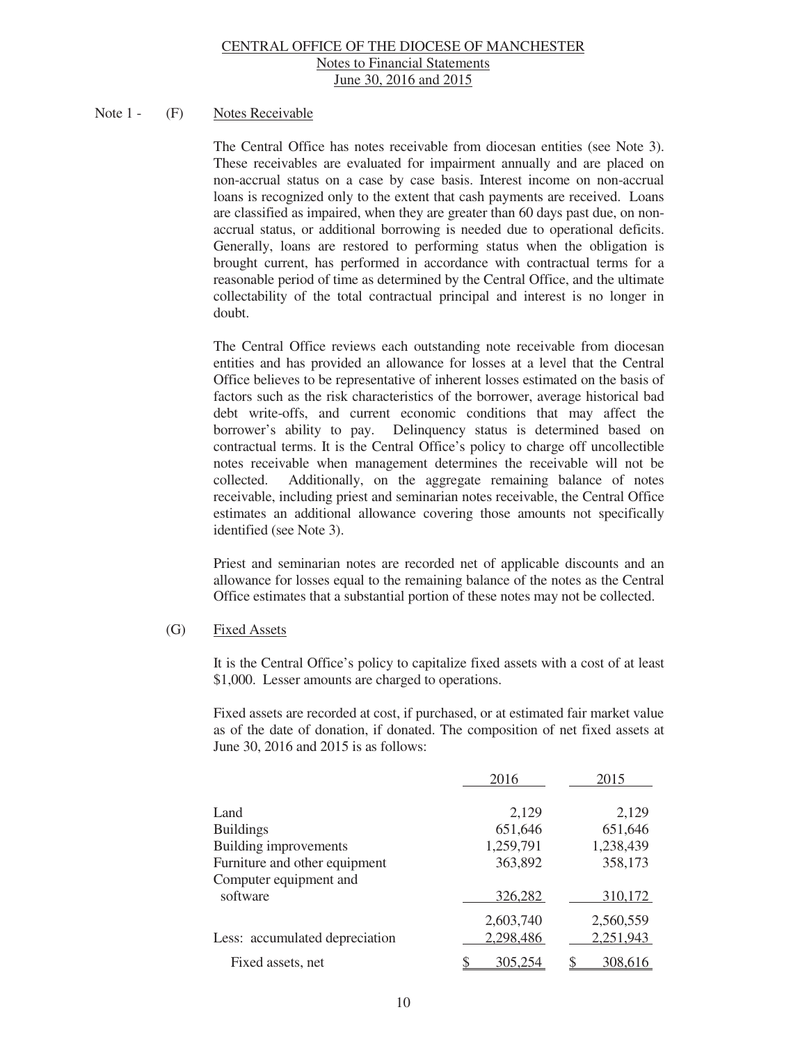CENTRAL OFFICE OF THE DIOCESE OF MANCHESTER
Notes to Financial Statements
June 30, 2016 and 2015

Note 1 - (F) Notes Receivable

The Central Office has notes receivable from diocesan entities (see Note 3). These receivables are evaluated for impairment annually and are placed on non-accrual status on a case by case basis. Interest income on non-accrual loans is recognized only to the extent that cash payments are received. Loans are classified as impaired, when they are greater than 60 days past due, on non-accrual status, or additional borrowing is needed due to operational deficits. Generally, loans are restored to performing status when the obligation is brought current, has performed in accordance with contractual terms for a reasonable period of time as determined by the Central Office, and the ultimate collectability of the total contractual principal and interest is no longer in doubt.

The Central Office reviews each outstanding note receivable from diocesan entities and has provided an allowance for losses at a level that the Central Office believes to be representative of inherent losses estimated on the basis of factors such as the risk characteristics of the borrower, average historical bad debt write-offs, and current economic conditions that may affect the borrower's ability to pay. Delinquency status is determined based on contractual terms. It is the Central Office's policy to charge off uncollectible notes receivable when management determines the receivable will not be collected. Additionally, on the aggregate remaining balance of notes receivable, including priest and seminarian notes receivable, the Central Office estimates an additional allowance covering those amounts not specifically identified (see Note 3).

Priest and seminarian notes are recorded net of applicable discounts and an allowance for losses equal to the remaining balance of the notes as the Central Office estimates that a substantial portion of these notes may not be collected.

(G) Fixed Assets

It is the Central Office's policy to capitalize fixed assets with a cost of at least $1,000. Lesser amounts are charged to operations.

Fixed assets are recorded at cost, if purchased, or at estimated fair market value as of the date of donation, if donated. The composition of net fixed assets at June 30, 2016 and 2015 is as follows:

| | 2016 | 2015 |
|---|---|---|
| Land | 2,129 | 2,129 |
| Buildings | 651,646 | 651,646 |
| Building improvements | 1,259,791 | 1,238,439 |
| Furniture and other equipment | 363,892 | 358,173 |
| Computer equipment and software | 326,282 | 310,172 |
| | 2,603,740 | 2,560,559 |
| Less: accumulated depreciation | 2,298,486 | 2,251,943 |
| Fixed assets, net | $ 305,254 | $ 308,616 |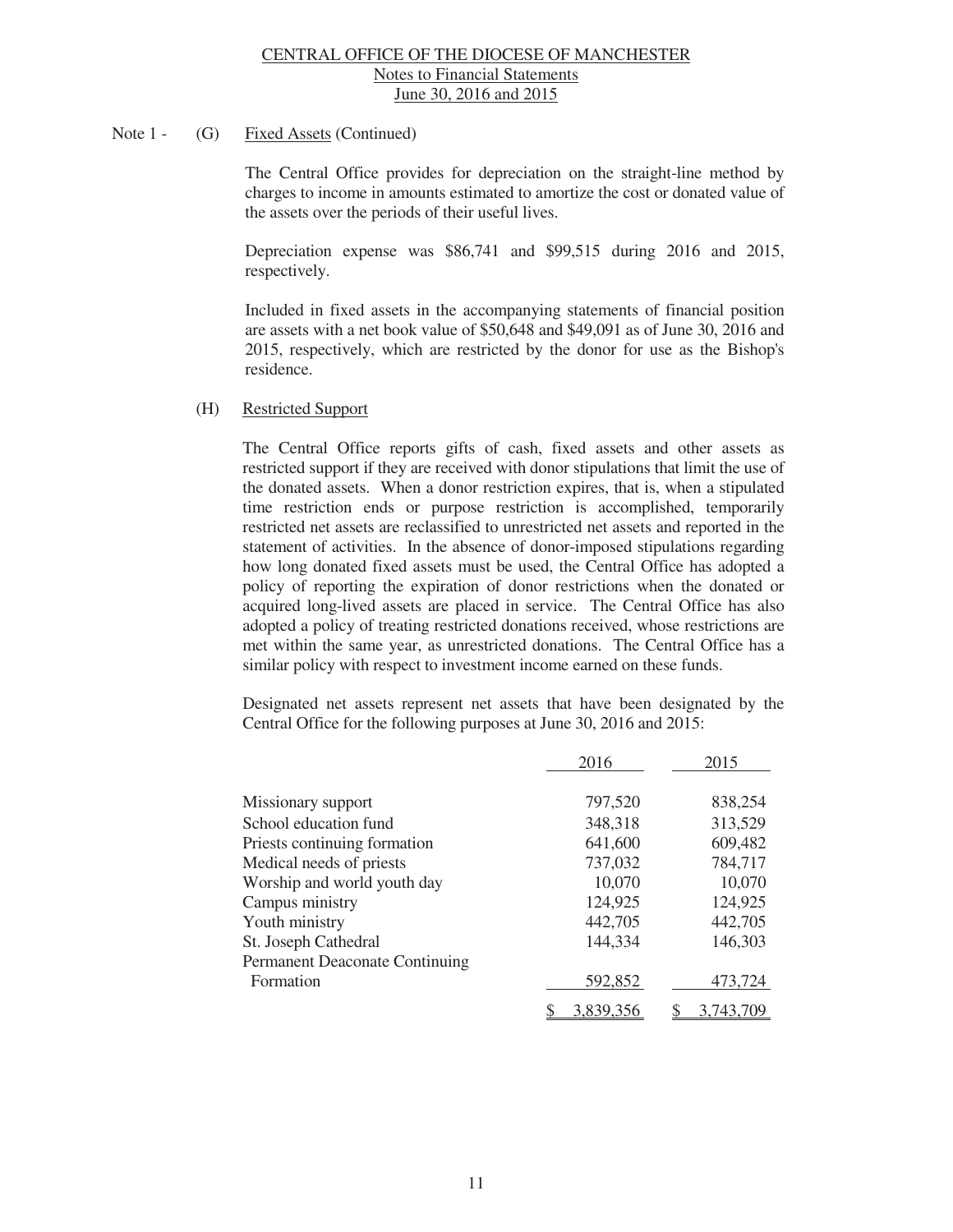Note 1 - (G) Fixed Assets (Continued)

The Central Office provides for depreciation on the straight-line method by charges to income in amounts estimated to amortize the cost or donated value of the assets over the periods of their useful lives.

Depreciation expense was $86,741 and $99,515 during 2016 and 2015, respectively.

Included in fixed assets in the accompanying statements of financial position are assets with a net book value of $50,648 and $49,091 as of June 30, 2016 and 2015, respectively, which are restricted by the donor for use as the Bishop's residence.

(H) Restricted Support

The Central Office reports gifts of cash, fixed assets and other assets as restricted support if they are received with donor stipulations that limit the use of the donated assets. When a donor restriction expires, that is, when a stipulated time restriction ends or purpose restriction is accomplished, temporarily restricted net assets are reclassified to unrestricted net assets and reported in the statement of activities. In the absence of donor-imposed stipulations regarding how long donated fixed assets must be used, the Central Office has adopted a policy of reporting the expiration of donor restrictions when the donated or acquired long-lived assets are placed in service. The Central Office has also adopted a policy of treating restricted donations received, whose restrictions are met within the same year, as unrestricted donations. The Central Office has a similar policy with respect to investment income earned on these funds.

Designated net assets represent net assets that have been designated by the Central Office for the following purposes at June 30, 2016 and 2015:

| | 2016 | 2015 |
|---|---|---|
| Missionary support | 797,520 | 838,254 |
| School education fund | 348,318 | 313,529 |
| Priests continuing formation | 641,600 | 609,482 |
| Medical needs of priests | 737,032 | 784,717 |
| Worship and world youth day | 10,070 | 10,070 |
| Campus ministry | 124,925 | 124,925 |
| Youth ministry | 442,705 | 442,705 |
| St. Joseph Cathedral | 144,334 | 146,303 |
| Permanent Deaconate Continuing Formation | 592,852 | 473,724 |
| | $ 3,839,356 | $ 3,743,709 |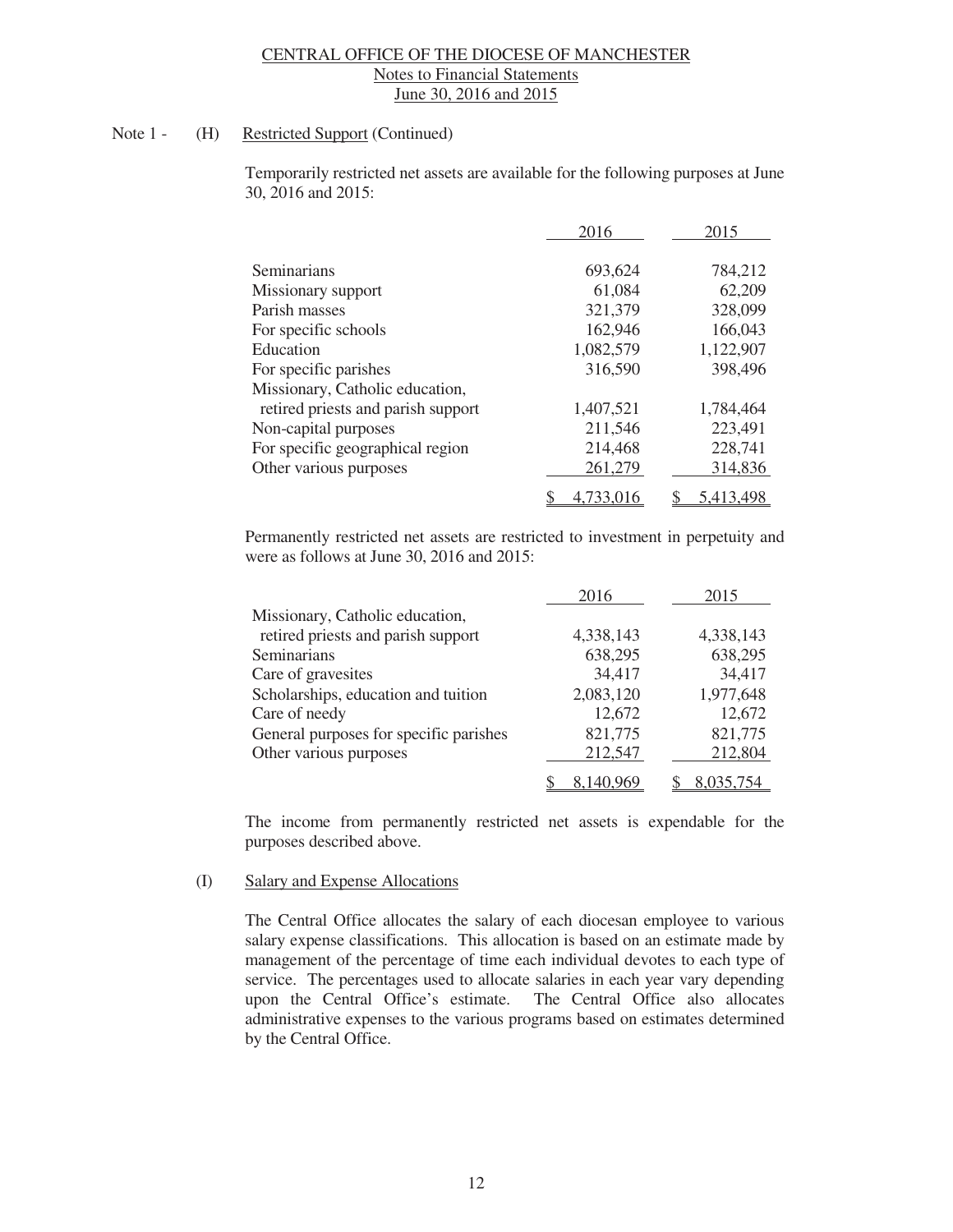CENTRAL OFFICE OF THE DIOCESE OF MANCHESTER
Notes to Financial Statements
June 30, 2016 and 2015

Note 1 - (H) Restricted Support (Continued)

Temporarily restricted net assets are available for the following purposes at June 30, 2016 and 2015:

| | 2016 | 2015 |
|---|---|---|
| Seminarians | 693,624 | 784,212 |
| Missionary support | 61,084 | 62,209 |
| Parish masses | 321,379 | 328,099 |
| For specific schools | 162,946 | 166,043 |
| Education | 1,082,579 | 1,122,907 |
| For specific parishes | 316,590 | 398,496 |
| Missionary, Catholic education, retired priests and parish support | 1,407,521 | 1,784,464 |
| Non-capital purposes | 211,546 | 223,491 |
| For specific geographical region | 214,468 | 228,741 |
| Other various purposes | 261,279 | 314,836 |
| | $ 4,733,016 | $ 5,413,498 |

Permanently restricted net assets are restricted to investment in perpetuity and were as follows at June 30, 2016 and 2015:

| | 2016 | 2015 |
|---|---|---|
| Missionary, Catholic education, retired priests and parish support | 4,338,143 | 4,338,143 |
| Seminarians | 638,295 | 638,295 |
| Care of gravesites | 34,417 | 34,417 |
| Scholarships, education and tuition | 2,083,120 | 1,977,648 |
| Care of needy | 12,672 | 12,672 |
| General purposes for specific parishes | 821,775 | 821,775 |
| Other various purposes | 212,547 | 212,804 |
| | $ 8,140,969 | $ 8,035,754 |

The income from permanently restricted net assets is expendable for the purposes described above.

(I) Salary and Expense Allocations

The Central Office allocates the salary of each diocesan employee to various salary expense classifications. This allocation is based on an estimate made by management of the percentage of time each individual devotes to each type of service. The percentages used to allocate salaries in each year vary depending upon the Central Office's estimate. The Central Office also allocates administrative expenses to the various programs based on estimates determined by the Central Office.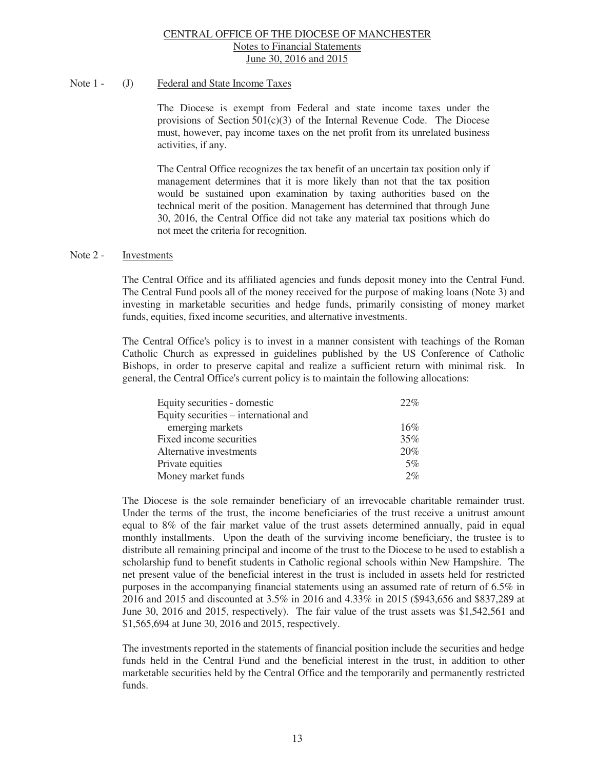Note 1 - (J) Federal and State Income Taxes

The Diocese is exempt from Federal and state income taxes under the provisions of Section 501(c)(3) of the Internal Revenue Code. The Diocese must, however, pay income taxes on the net profit from its unrelated business activities, if any.

The Central Office recognizes the tax benefit of an uncertain tax position only if management determines that it is more likely than not that the tax position would be sustained upon examination by taxing authorities based on the technical merit of the position. Management has determined that through June 30, 2016, the Central Office did not take any material tax positions which do not meet the criteria for recognition.

Note 2 - Investments

The Central Office and its affiliated agencies and funds deposit money into the Central Fund. The Central Fund pools all of the money received for the purpose of making loans (Note 3) and investing in marketable securities and hedge funds, primarily consisting of money market funds, equities, fixed income securities, and alternative investments.

The Central Office's policy is to invest in a manner consistent with teachings of the Roman Catholic Church as expressed in guidelines published by the US Conference of Catholic Bishops, in order to preserve capital and realize a sufficient return with minimal risk. In general, the Central Office's current policy is to maintain the following allocations:

| | |
|---|---|
| Equity securities - domestic | 22% |
| Equity securities – international and emerging markets | 16% |
| Fixed income securities | 35% |
| Alternative investments | 20% |
| Private equities | 5% |
| Money market funds | 2% |

The Diocese is the sole remainder beneficiary of an irrevocable charitable remainder trust. Under the terms of the trust, the income beneficiaries of the trust receive a unitrust amount equal to 8% of the fair market value of the trust assets determined annually, paid in equal monthly installments. Upon the death of the surviving income beneficiary, the trustee is to distribute all remaining principal and income of the trust to the Diocese to be used to establish a scholarship fund to benefit students in Catholic regional schools within New Hampshire. The net present value of the beneficial interest in the trust is included in assets held for restricted purposes in the accompanying financial statements using an assumed rate of return of 6.5% in 2016 and 2015 and discounted at 3.5% in 2016 and 4.33% in 2015 ($943,656 and $837,289 at June 30, 2016 and 2015, respectively). The fair value of the trust assets was $1,542,561 and $1,565,694 at June 30, 2016 and 2015, respectively.

The investments reported in the statements of financial position include the securities and hedge funds held in the Central Fund and the beneficial interest in the trust, in addition to other marketable securities held by the Central Office and the temporarily and permanently restricted funds.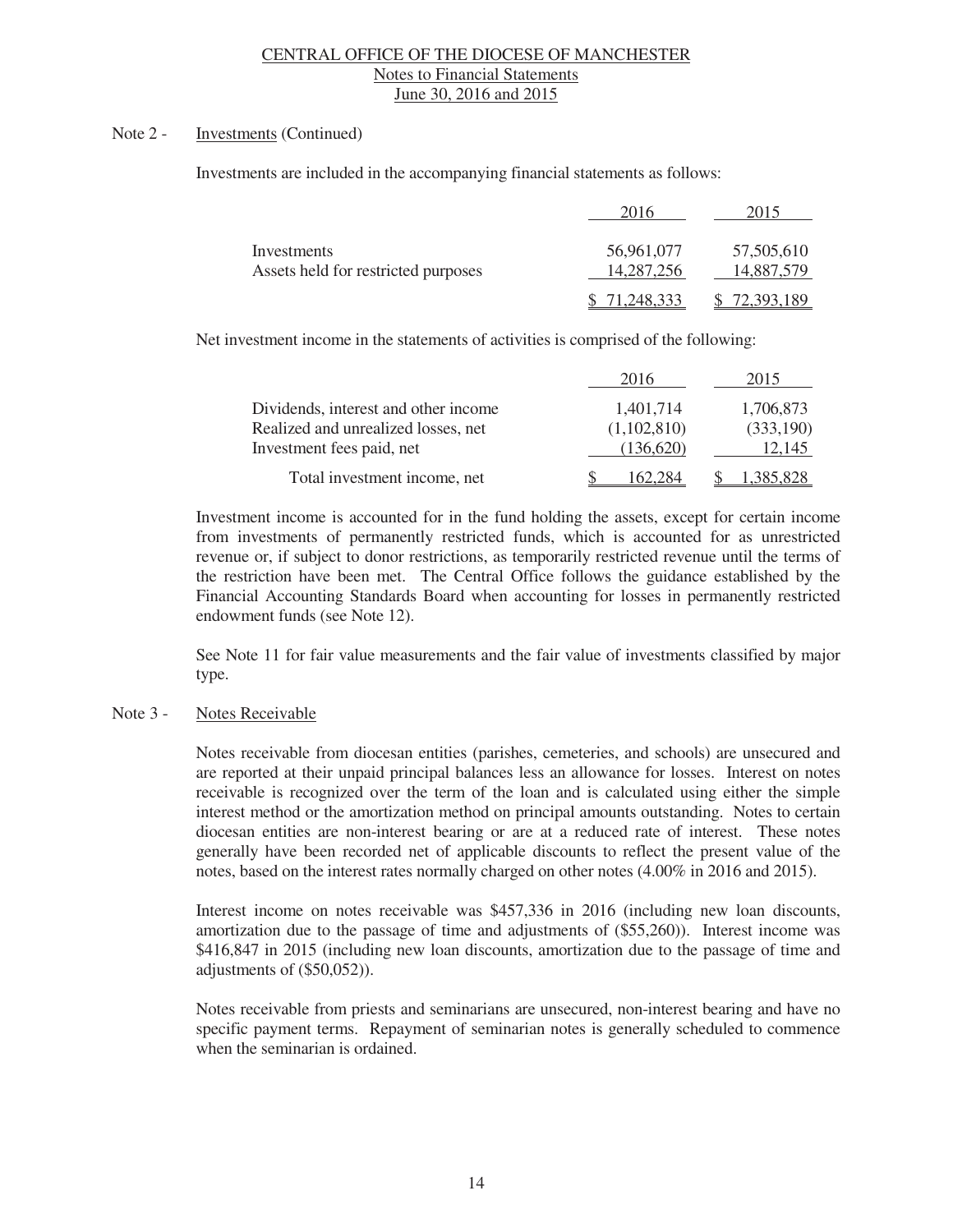## Note 2 - Investments (Continued)

Investments are included in the accompanying financial statements as follows:

| | 2016 | 2015 |
|---|---|---|
| Investments | 56,961,077 | 57,505,610 |
| Assets held for restricted purposes | 14,287,256 | 14,887,579 |
| | $ 71,248,333 | $ 72,393,189 |

Net investment income in the statements of activities is comprised of the following:

| | 2016 | 2015 |
|---|---|---|
| Dividends, interest and other income | 1,401,714 | 1,706,873 |
| Realized and unrealized losses, net | (1,102,810) | (333,190) |
| Investment fees paid, net | (136,620) | 12,145 |
| Total investment income, net | $ 162,284 | $ 1,385,828 |

Investment income is accounted for in the fund holding the assets, except for certain income from investments of permanently restricted funds, which is accounted for as unrestricted revenue or, if subject to donor restrictions, as temporarily restricted revenue until the terms of the restriction have been met. The Central Office follows the guidance established by the Financial Accounting Standards Board when accounting for losses in permanently restricted endowment funds (see Note 12).

See Note 11 for fair value measurements and the fair value of investments classified by major type.

## Note 3 - Notes Receivable

Notes receivable from diocesan entities (parishes, cemeteries, and schools) are unsecured and are reported at their unpaid principal balances less an allowance for losses. Interest on notes receivable is recognized over the term of the loan and is calculated using either the simple interest method or the amortization method on principal amounts outstanding. Notes to certain diocesan entities are non-interest bearing or are at a reduced rate of interest. These notes generally have been recorded net of applicable discounts to reflect the present value of the notes, based on the interest rates normally charged on other notes (4.00% in 2016 and 2015).

Interest income on notes receivable was $457,336 in 2016 (including new loan discounts, amortization due to the passage of time and adjustments of ($55,260)). Interest income was $416,847 in 2015 (including new loan discounts, amortization due to the passage of time and adjustments of ($50,052)).

Notes receivable from priests and seminarians are unsecured, non-interest bearing and have no specific payment terms. Repayment of seminarian notes is generally scheduled to commence when the seminarian is ordained.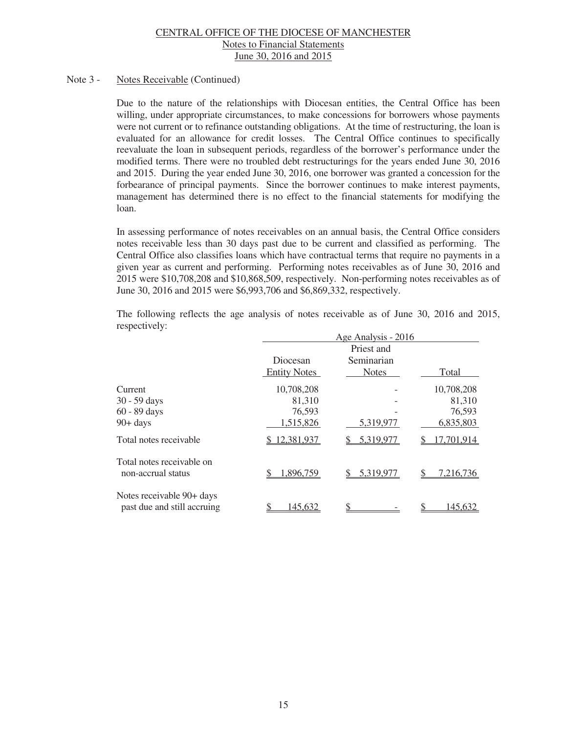Note 3 - Notes Receivable (Continued)

Due to the nature of the relationships with Diocesan entities, the Central Office has been willing, under appropriate circumstances, to make concessions for borrowers whose payments were not current or to refinance outstanding obligations. At the time of restructuring, the loan is evaluated for an allowance for credit losses. The Central Office continues to specifically reevaluate the loan in subsequent periods, regardless of the borrower's performance under the modified terms. There were no troubled debt restructurings for the years ended June 30, 2016 and 2015. During the year ended June 30, 2016, one borrower was granted a concession for the forbearance of principal payments. Since the borrower continues to make interest payments, management has determined there is no effect to the financial statements for modifying the loan.

In assessing performance of notes receivables on an annual basis, the Central Office considers notes receivable less than 30 days past due to be current and classified as performing. The Central Office also classifies loans which have contractual terms that require no payments in a given year as current and performing. Performing notes receivables as of June 30, 2016 and 2015 were $10,708,208 and $10,868,509, respectively. Non-performing notes receivables as of June 30, 2016 and 2015 were $6,993,706 and $6,869,332, respectively.

The following reflects the age analysis of notes receivable as of June 30, 2016 and 2015, respectively:

| | Age Analysis - 2016 | | |
|---|---|---|---|
| | Diocesan Entity Notes | Priest and Seminarian Notes | Total |
| Current | 10,708,208 | - | 10,708,208 |
| 30 - 59 days | 81,310 | - | 81,310 |
| 60 - 89 days | 76,593 | - | 76,593 |
| 90+ days | 1,515,826 | 5,319,977 | 6,835,803 |
| Total notes receivable | $ 12,381,937 | $ 5,319,977 | $ 17,701,914 |
| Total notes receivable on non-accrual status | $ 1,896,759 | $ 5,319,977 | $ 7,216,736 |
| Notes receivable 90+ days past due and still accruing | $ 145,632 | $ - | $ 145,632 |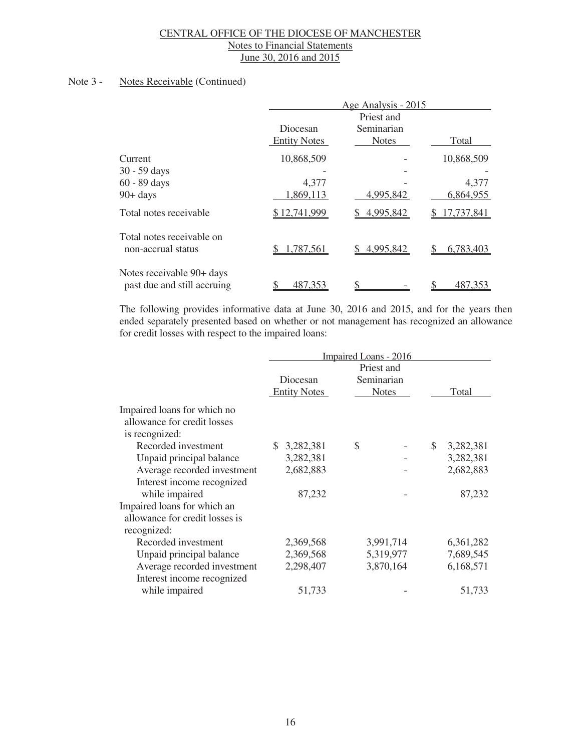Note 3 - Notes Receivable (Continued)

| | Age Analysis - 2015 | | |
|---|---|---|---|
| | Diocesan Entity Notes | Priest and Seminarian Notes | Total |
| Current | 10,868,509 | - | 10,868,509 |
| 30 - 59 days | - | - | - |
| 60 - 89 days | 4,377 | - | 4,377 |
| 90+ days | 1,869,113 | 4,995,842 | 6,864,955 |
| Total notes receivable | $ 12,741,999 | $ 4,995,842 | $ 17,737,841 |
| Total notes receivable on non-accrual status | $ 1,787,561 | $ 4,995,842 | $ 6,783,403 |
| Notes receivable 90+ days past due and still accruing | $ 487,353 | $ - | $ 487,353 |

The following provides informative data at June 30, 2016 and 2015, and for the years then ended separately presented based on whether or not management has recognized an allowance for credit losses with respect to the impaired loans:

| | Impaired Loans - 2016 | | |
|---|---|---|---|
| | Diocesan Entity Notes | Priest and Seminarian Notes | Total |
| Impaired loans for which no allowance for credit losses is recognized: | | | |
| Recorded investment | $ 3,282,381 | $ - | $ 3,282,381 |
| Unpaid principal balance | 3,282,381 | - | 3,282,381 |
| Average recorded investment | 2,682,883 | - | 2,682,883 |
| Interest income recognized while impaired | 87,232 | - | 87,232 |
| Impaired loans for which an allowance for credit losses is recognized: | | | |
| Recorded investment | 2,369,568 | 3,991,714 | 6,361,282 |
| Unpaid principal balance | 2,369,568 | 5,319,977 | 7,689,545 |
| Average recorded investment | 2,298,407 | 3,870,164 | 6,168,571 |
| Interest income recognized while impaired | 51,733 | - | 51,733 |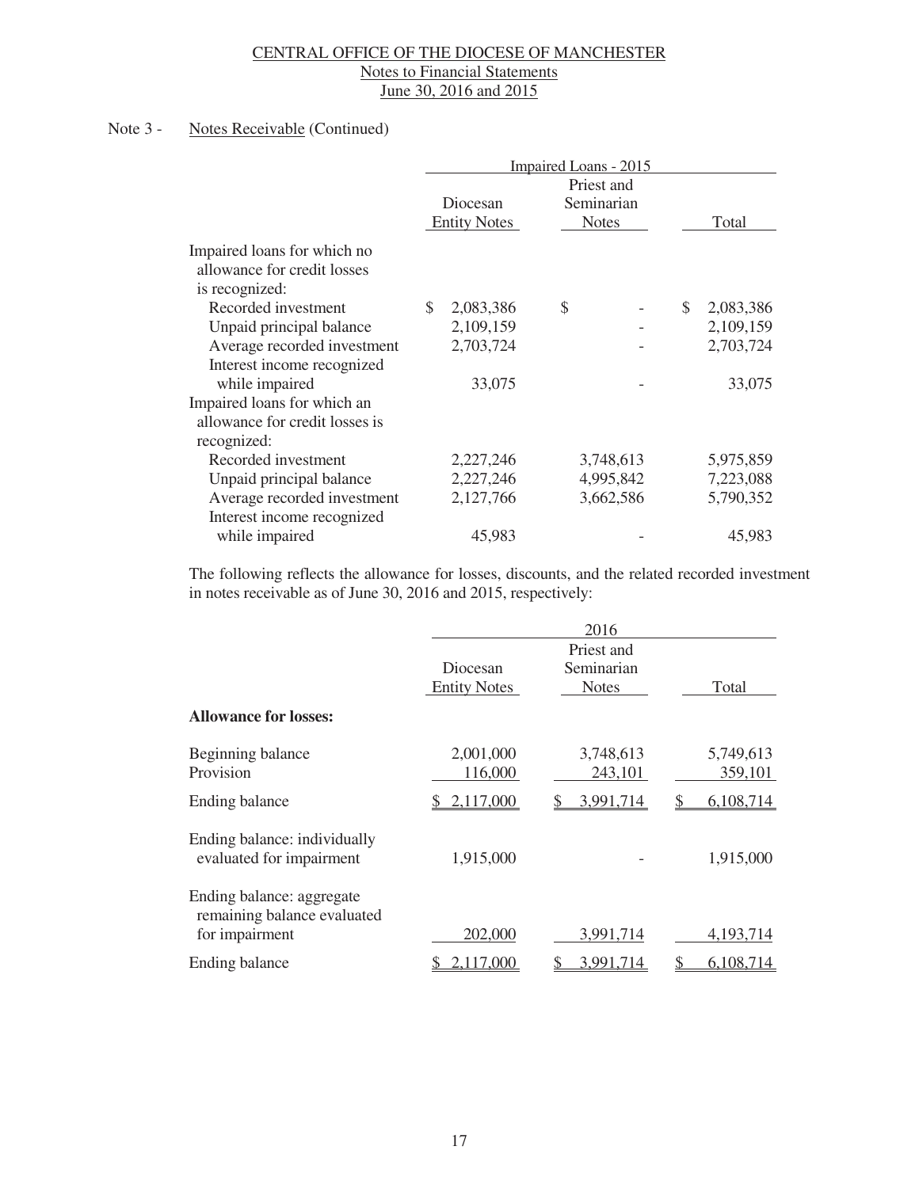Note 3 - Notes Receivable (Continued)

| | Impaired Loans - 2015 | | |
|---|---|---|---|
| | Diocesan Entity Notes | Priest and Seminarian Notes | Total |
| Impaired loans for which no allowance for credit losses is recognized: | | | |
| Recorded investment | $ 2,083,386 | $ - | $ 2,083,386 |
| Unpaid principal balance | 2,109,159 | - | 2,109,159 |
| Average recorded investment | 2,703,724 | - | 2,703,724 |
| Interest income recognized while impaired | 33,075 | - | 33,075 |
| Impaired loans for which an allowance for credit losses is recognized: | | | |
| Recorded investment | 2,227,246 | 3,748,613 | 5,975,859 |
| Unpaid principal balance | 2,227,246 | 4,995,842 | 7,223,088 |
| Average recorded investment | 2,127,766 | 3,662,586 | 5,790,352 |
| Interest income recognized while impaired | 45,983 | - | 45,983 |

The following reflects the allowance for losses, discounts, and the related recorded investment in notes receivable as of June 30, 2016 and 2015, respectively:

| | 2016 | | |
|---|---|---|---|
| | Diocesan Entity Notes | Priest and Seminarian Notes | Total |
| **Allowance for losses:** | | | |
| Beginning balance | 2,001,000 | 3,748,613 | 5,749,613 |
| Provision | 116,000 | 243,101 | 359,101 |
| Ending balance | $ 2,117,000 | $ 3,991,714 | $ 6,108,714 |
| Ending balance: individually evaluated for impairment | 1,915,000 | - | 1,915,000 |
| Ending balance: aggregate remaining balance evaluated for impairment | 202,000 | 3,991,714 | 4,193,714 |
| Ending balance | $ 2,117,000 | $ 3,991,714 | $ 6,108,714 |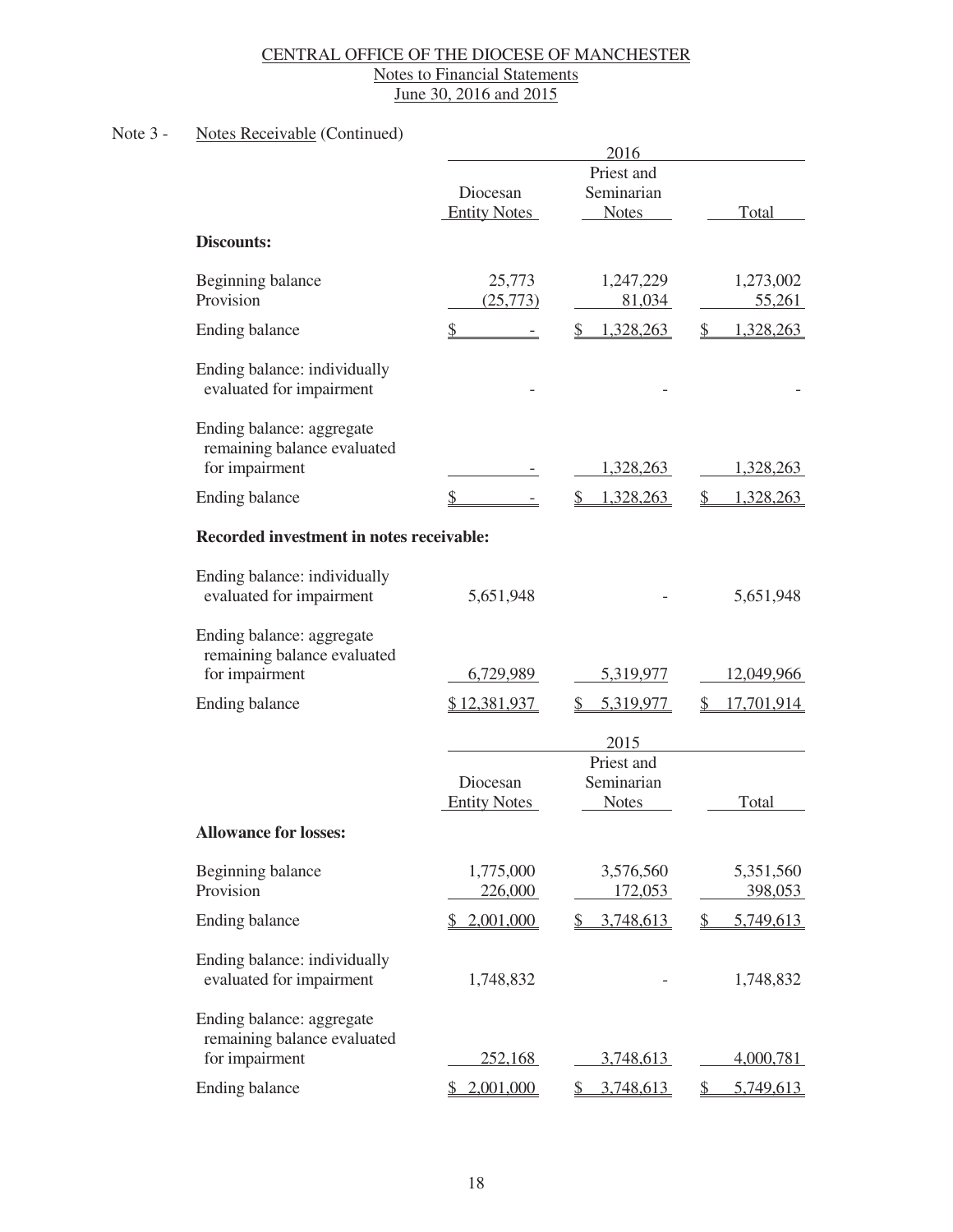CENTRAL OFFICE OF THE DIOCESE OF MANCHESTER
Notes to Financial Statements
June 30, 2016 and 2015

Note 3 - Notes Receivable (Continued)

| | 2016 | | |
|---|---|---|---|
| | Diocesan Entity Notes | Priest and Seminarian Notes | Total |
| **Discounts:** | | | |
| Beginning balance | 25,773 | 1,247,229 | 1,273,002 |
| Provision | (25,773) | 81,034 | 55,261 |
| Ending balance | $ - | $ 1,328,263 | $ 1,328,263 |
| Ending balance: individually evaluated for impairment | - | - | - |
| Ending balance: aggregate remaining balance evaluated for impairment | - | 1,328,263 | 1,328,263 |
| Ending balance | $ - | $ 1,328,263 | $ 1,328,263 |
| **Recorded investment in notes receivable:** | | | |
| Ending balance: individually evaluated for impairment | 5,651,948 | - | 5,651,948 |
| Ending balance: aggregate remaining balance evaluated for impairment | 6,729,989 | 5,319,977 | 12,049,966 |
| Ending balance | $ 12,381,937 | $ 5,319,977 | $ 17,701,914 |

| | 2015 | | |
|---|---|---|---|
| | Diocesan Entity Notes | Priest and Seminarian Notes | Total |
| **Allowance for losses:** | | | |
| Beginning balance | 1,775,000 | 3,576,560 | 5,351,560 |
| Provision | 226,000 | 172,053 | 398,053 |
| Ending balance | $ 2,001,000 | $ 3,748,613 | $ 5,749,613 |
| Ending balance: individually evaluated for impairment | 1,748,832 | - | 1,748,832 |
| Ending balance: aggregate remaining balance evaluated for impairment | 252,168 | 3,748,613 | 4,000,781 |
| Ending balance | $ 2,001,000 | $ 3,748,613 | $ 5,749,613 |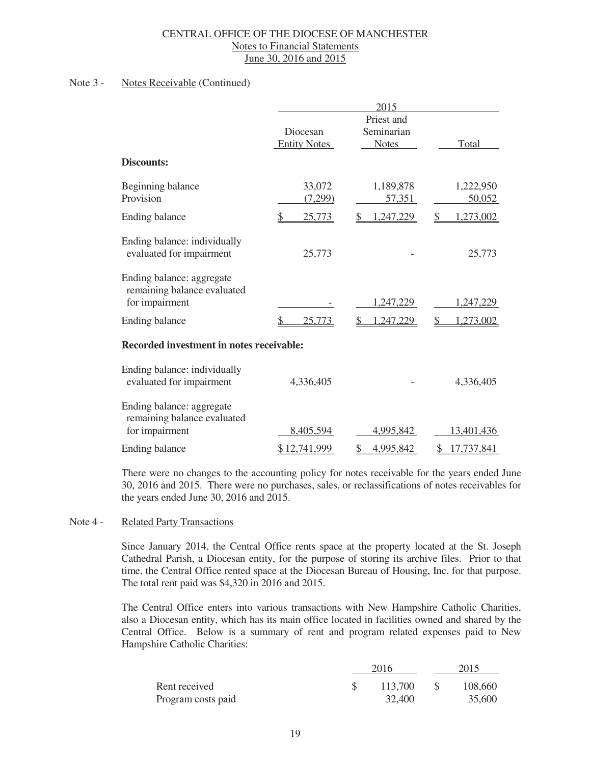Note 3 - Notes Receivable (Continued)

| | 2015 | | |
|---|---|---|---|
| | Diocesan Entity Notes | Priest and Seminarian Notes | Total |
| **Discounts:** | | | |
| Beginning balance | 33,072 | 1,189,878 | 1,222,950 |
| Provision | (7,299) | 57,351 | 50,052 |
| Ending balance | $ 25,773 | $ 1,247,229 | $ 1,273,002 |
| Ending balance: individually evaluated for impairment | 25,773 | - | 25,773 |
| Ending balance: aggregate remaining balance evaluated for impairment | - | 1,247,229 | 1,247,229 |
| Ending balance | $ 25,773 | $ 1,247,229 | $ 1,273,002 |
| **Recorded investment in notes receivable:** | | | |
| Ending balance: individually evaluated for impairment | 4,336,405 | - | 4,336,405 |
| Ending balance: aggregate remaining balance evaluated for impairment | 8,405,594 | 4,995,842 | 13,401,436 |
| Ending balance | $ 12,741,999 | $ 4,995,842 | $ 17,737,841 |

There were no changes to the accounting policy for notes receivable for the years ended June 30, 2016 and 2015. There were no purchases, sales, or reclassifications of notes receivables for the years ended June 30, 2016 and 2015.

Note 4 - Related Party Transactions

Since January 2014, the Central Office rents space at the property located at the St. Joseph Cathedral Parish, a Diocesan entity, for the purpose of storing its archive files. Prior to that time, the Central Office rented space at the Diocesan Bureau of Housing, Inc. for that purpose. The total rent paid was $4,320 in 2016 and 2015.

The Central Office enters into various transactions with New Hampshire Catholic Charities, also a Diocesan entity, which has its main office located in facilities owned and shared by the Central Office. Below is a summary of rent and program related expenses paid to New Hampshire Catholic Charities:

| | 2016 | 2015 |
|---|---|---|
| Rent received | $ 113,700 | $ 108,660 |
| Program costs paid | 32,400 | 35,600 |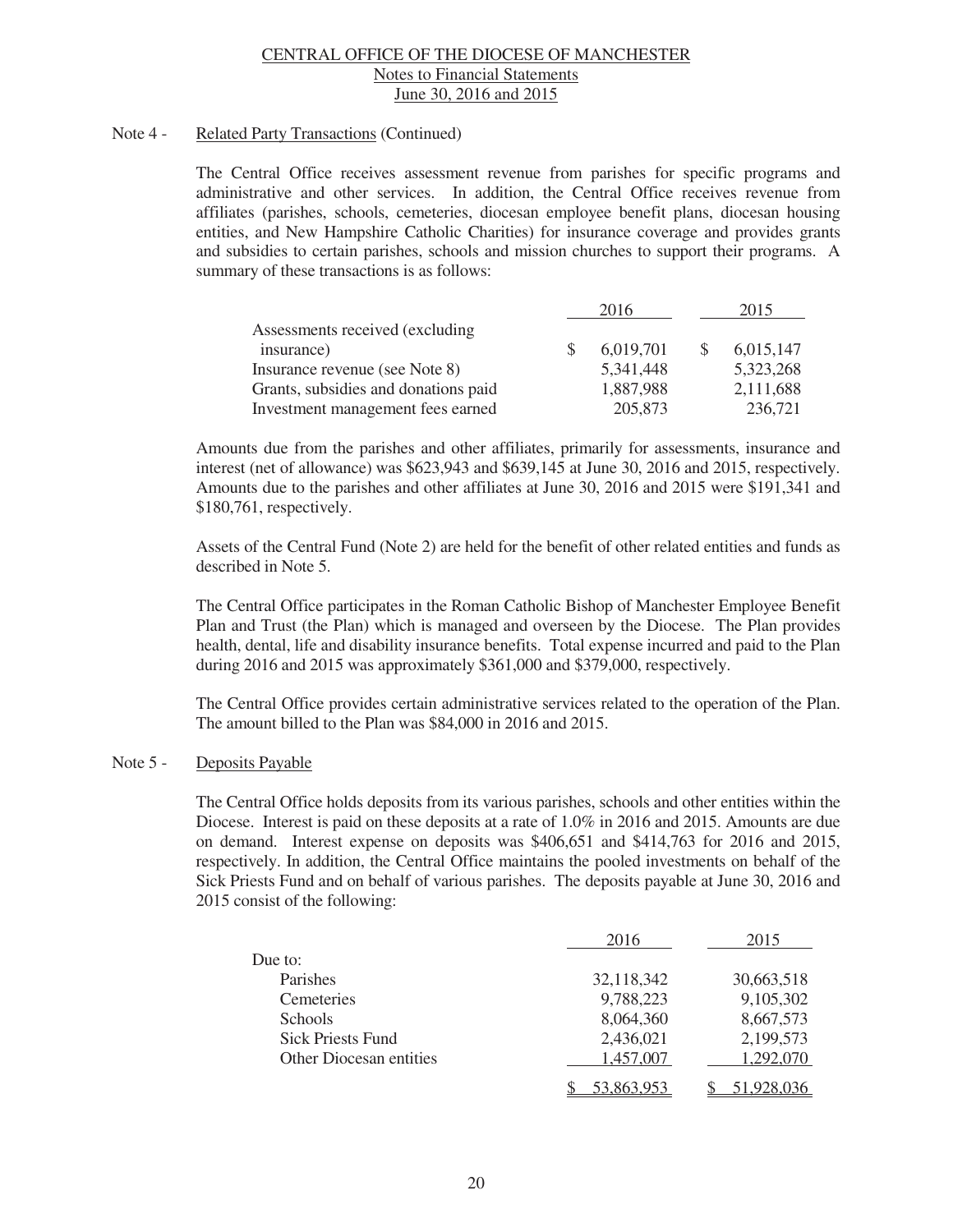### Note 4 - Related Party Transactions (Continued)

The Central Office receives assessment revenue from parishes for specific programs and administrative and other services. In addition, the Central Office receives revenue from affiliates (parishes, schools, cemeteries, diocesan employee benefit plans, diocesan housing entities, and New Hampshire Catholic Charities) for insurance coverage and provides grants and subsidies to certain parishes, schools and mission churches to support their programs. A summary of these transactions is as follows:

| | 2016 | 2015 |
|---|---|---|
| Assessments received (excluding insurance) | $ 6,019,701 | $ 6,015,147 |
| Insurance revenue (see Note 8) | 5,341,448 | 5,323,268 |
| Grants, subsidies and donations paid | 1,887,988 | 2,111,688 |
| Investment management fees earned | 205,873 | 236,721 |

Amounts due from the parishes and other affiliates, primarily for assessments, insurance and interest (net of allowance) was $623,943 and $639,145 at June 30, 2016 and 2015, respectively. Amounts due to the parishes and other affiliates at June 30, 2016 and 2015 were $191,341 and $180,761, respectively.

Assets of the Central Fund (Note 2) are held for the benefit of other related entities and funds as described in Note 5.

The Central Office participates in the Roman Catholic Bishop of Manchester Employee Benefit Plan and Trust (the Plan) which is managed and overseen by the Diocese. The Plan provides health, dental, life and disability insurance benefits. Total expense incurred and paid to the Plan during 2016 and 2015 was approximately $361,000 and $379,000, respectively.

The Central Office provides certain administrative services related to the operation of the Plan. The amount billed to the Plan was $84,000 in 2016 and 2015.

### Note 5 - Deposits Payable

The Central Office holds deposits from its various parishes, schools and other entities within the Diocese. Interest is paid on these deposits at a rate of 1.0% in 2016 and 2015. Amounts are due on demand. Interest expense on deposits was $406,651 and $414,763 for 2016 and 2015, respectively. In addition, the Central Office maintains the pooled investments on behalf of the Sick Priests Fund and on behalf of various parishes. The deposits payable at June 30, 2016 and 2015 consist of the following:

| | 2016 | 2015 |
|---|---|---|
| Due to: | | |
| Parishes | 32,118,342 | 30,663,518 |
| Cemeteries | 9,788,223 | 9,105,302 |
| Schools | 8,064,360 | 8,667,573 |
| Sick Priests Fund | 2,436,021 | 2,199,573 |
| Other Diocesan entities | 1,457,007 | 1,292,070 |
| | $ 53,863,953 | $ 51,928,036 |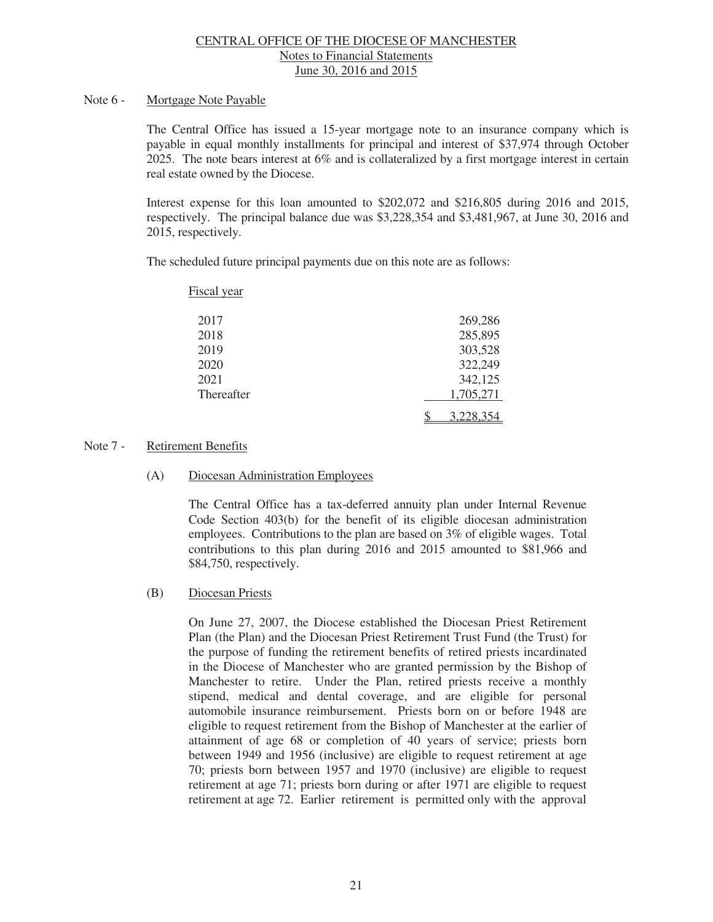Note 6 - Mortgage Note Payable

The Central Office has issued a 15-year mortgage note to an insurance company which is payable in equal monthly installments for principal and interest of $37,974 through October 2025. The note bears interest at 6% and is collateralized by a first mortgage interest in certain real estate owned by the Diocese.

Interest expense for this loan amounted to $202,072 and $216,805 during 2016 and 2015, respectively. The principal balance due was $3,228,354 and $3,481,967, at June 30, 2016 and 2015, respectively.

The scheduled future principal payments due on this note are as follows:

| Fiscal year | |
|---|---|
| 2017 | 269,286 |
| 2018 | 285,895 |
| 2019 | 303,528 |
| 2020 | 322,249 |
| 2021 | 342,125 |
| Thereafter | 1,705,271 |
| | $ 3,228,354 |

Note 7 - Retirement Benefits

(A) Diocesan Administration Employees

The Central Office has a tax-deferred annuity plan under Internal Revenue Code Section 403(b) for the benefit of its eligible diocesan administration employees. Contributions to the plan are based on 3% of eligible wages. Total contributions to this plan during 2016 and 2015 amounted to $81,966 and $84,750, respectively.

(B) Diocesan Priests

On June 27, 2007, the Diocese established the Diocesan Priest Retirement Plan (the Plan) and the Diocesan Priest Retirement Trust Fund (the Trust) for the purpose of funding the retirement benefits of retired priests incardinated in the Diocese of Manchester who are granted permission by the Bishop of Manchester to retire. Under the Plan, retired priests receive a monthly stipend, medical and dental coverage, and are eligible for personal automobile insurance reimbursement. Priests born on or before 1948 are eligible to request retirement from the Bishop of Manchester at the earlier of attainment of age 68 or completion of 40 years of service; priests born between 1949 and 1956 (inclusive) are eligible to request retirement at age 70; priests born between 1957 and 1970 (inclusive) are eligible to request retirement at age 71; priests born during or after 1971 are eligible to request retirement at age 72. Earlier retirement is permitted only with the approval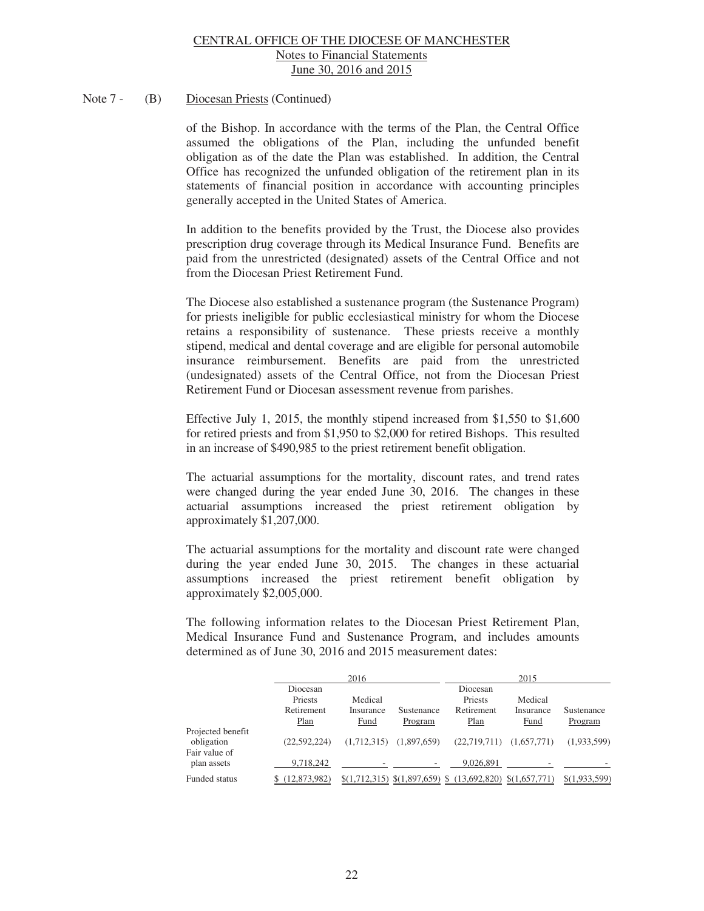Note 7 - (B) Diocesan Priests (Continued)

of the Bishop. In accordance with the terms of the Plan, the Central Office assumed the obligations of the Plan, including the unfunded benefit obligation as of the date the Plan was established. In addition, the Central Office has recognized the unfunded obligation of the retirement plan in its statements of financial position in accordance with accounting principles generally accepted in the United States of America.

In addition to the benefits provided by the Trust, the Diocese also provides prescription drug coverage through its Medical Insurance Fund. Benefits are paid from the unrestricted (designated) assets of the Central Office and not from the Diocesan Priest Retirement Fund.

The Diocese also established a sustenance program (the Sustenance Program) for priests ineligible for public ecclesiastical ministry for whom the Diocese retains a responsibility of sustenance. These priests receive a monthly stipend, medical and dental coverage and are eligible for personal automobile insurance reimbursement. Benefits are paid from the unrestricted (undesignated) assets of the Central Office, not from the Diocesan Priest Retirement Fund or Diocesan assessment revenue from parishes.

Effective July 1, 2015, the monthly stipend increased from $1,550 to $1,600 for retired priests and from $1,950 to $2,000 for retired Bishops. This resulted in an increase of $490,985 to the priest retirement benefit obligation.

The actuarial assumptions for the mortality, discount rates, and trend rates were changed during the year ended June 30, 2016. The changes in these actuarial assumptions increased the priest retirement obligation by approximately $1,207,000.

The actuarial assumptions for the mortality and discount rate were changed during the year ended June 30, 2015. The changes in these actuarial assumptions increased the priest retirement benefit obligation by approximately $2,005,000.

The following information relates to the Diocesan Priest Retirement Plan, Medical Insurance Fund and Sustenance Program, and includes amounts determined as of June 30, 2016 and 2015 measurement dates:

| | 2016 | | | 2015 | | |
|---|---|---|---|---|---|---|
| | Diocesan Priests Retirement Plan | Medical Insurance Fund | Sustenance Program | Diocesan Priests Retirement Plan | Medical Insurance Fund | Sustenance Program |
| Projected benefit obligation | (22,592,224) | (1,712,315) | (1,897,659) | (22,719,711) | (1,657,771) | (1,933,599) |
| Fair value of plan assets | 9,718,242 | - | - | 9,026,891 | - | - |
| Funded status | $ (12,873,982) | $(1,712,315) | $(1,897,659) | $ (13,692,820) | $(1,657,771) | $(1,933,599) |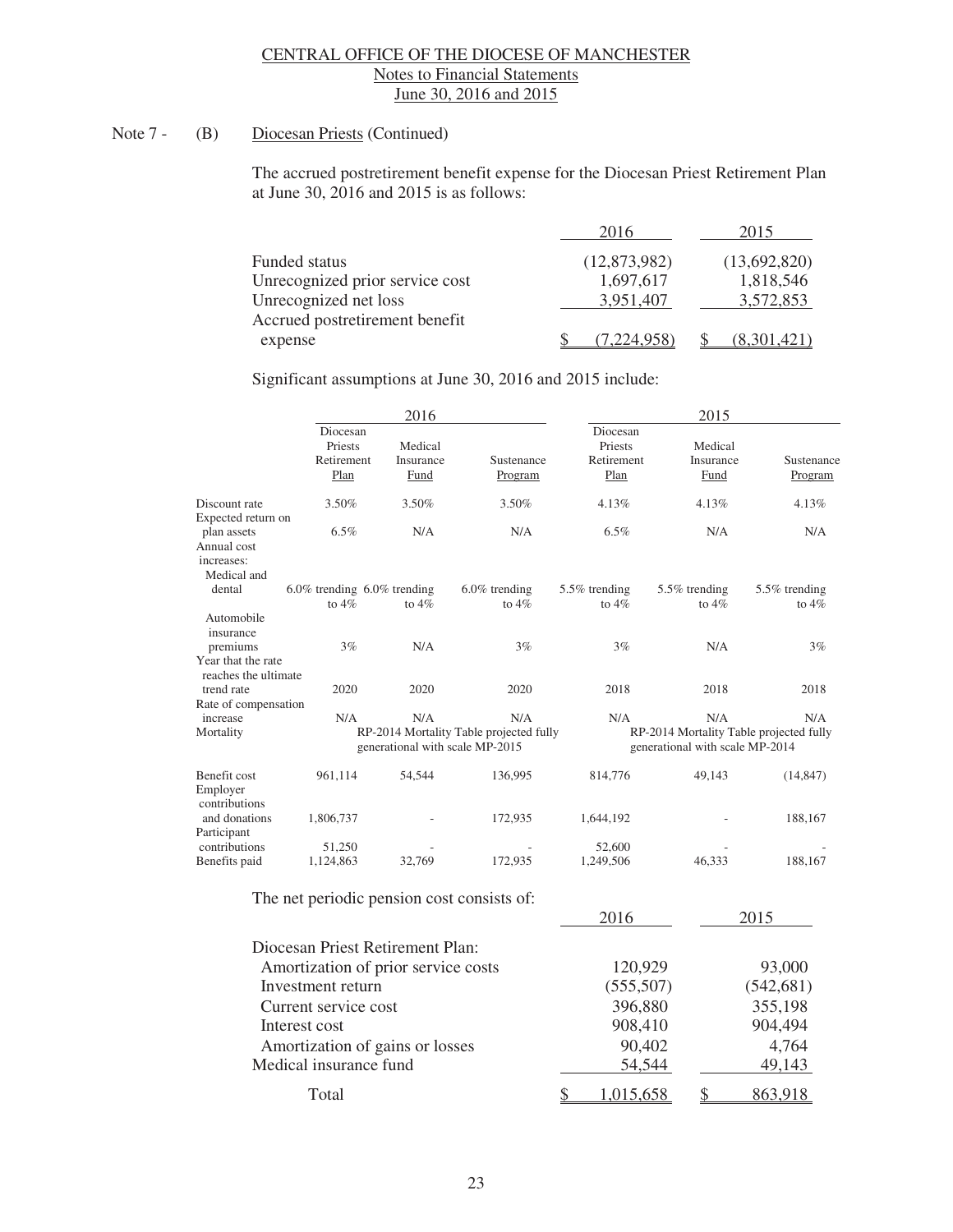CENTRAL OFFICE OF THE DIOCESE OF MANCHESTER
Notes to Financial Statements
June 30, 2016 and 2015

Note 7 - (B) Diocesan Priests (Continued)

The accrued postretirement benefit expense for the Diocesan Priest Retirement Plan at June 30, 2016 and 2015 is as follows:

| | 2016 | 2015 |
|---|---|---|
| Funded status | (12,873,982) | (13,692,820) |
| Unrecognized prior service cost | 1,697,617 | 1,818,546 |
| Unrecognized net loss | 3,951,407 | 3,572,853 |
| Accrued postretirement benefit expense | $ (7,224,958) | $ (8,301,421) |

Significant assumptions at June 30, 2016 and 2015 include:

| | 2016 | | | 2015 | | |
|---|---|---|---|---|---|---|
| | Diocesan Priests Retirement Plan | Medical Insurance Fund | Sustenance Program | Diocesan Priests Retirement Plan | Medical Insurance Fund | Sustenance Program |
| Discount rate | 3.50% | 3.50% | 3.50% | 4.13% | 4.13% | 4.13% |
| Expected return on plan assets | 6.5% | N/A | N/A | 6.5% | N/A | N/A |
| Annual cost increases: | | | | | | |
| Medical and dental | 6.0% trending to 4% | 6.0% trending to 4% | 6.0% trending to 4% | 5.5% trending to 4% | 5.5% trending to 4% | 5.5% trending to 4% |
| Automobile insurance premiums | 3% | N/A | 3% | 3% | N/A | 3% |
| Year that the rate reaches the ultimate trend rate | 2020 | 2020 | 2020 | 2018 | 2018 | 2018 |
| Rate of compensation increase | N/A | N/A | N/A | N/A | N/A | N/A |
| Mortality | RP-2014 Mortality Table projected fully generational with scale MP-2015 | | | RP-2014 Mortality Table projected fully generational with scale MP-2014 | | |
| Benefit cost | 961,114 | 54,544 | 136,995 | 814,776 | 49,143 | (14,847) |
| Employer contributions and donations | 1,806,737 | - | 172,935 | 1,644,192 | - | 188,167 |
| Participant contributions | 51,250 | - | - | 52,600 | - | - |
| Benefits paid | 1,124,863 | 32,769 | 172,935 | 1,249,506 | 46,333 | 188,167 |

The net periodic pension cost consists of:

| | 2016 | 2015 |
|---|---|---|
| Diocesan Priest Retirement Plan: | | |
| Amortization of prior service costs | 120,929 | 93,000 |
| Investment return | (555,507) | (542,681) |
| Current service cost | 396,880 | 355,198 |
| Interest cost | 908,410 | 904,494 |
| Amortization of gains or losses | 90,402 | 4,764 |
| Medical insurance fund | 54,544 | 49,143 |
| Total | $ 1,015,658 | $ 863,918 |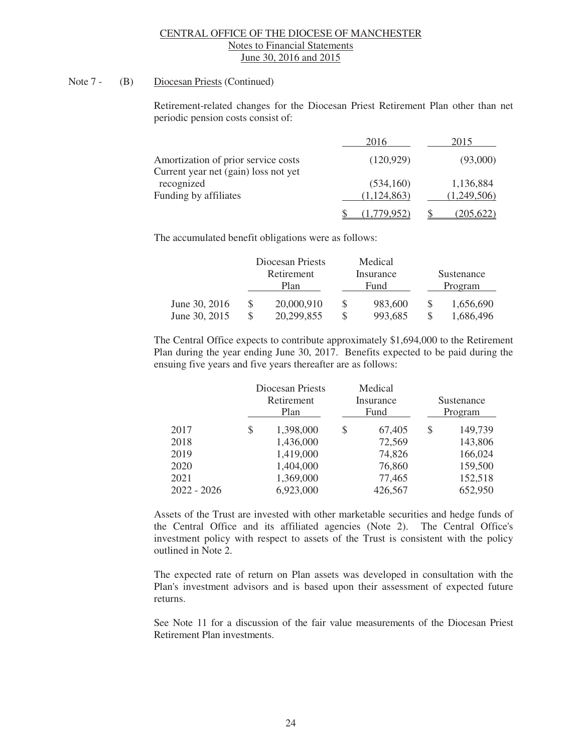Note 7 - (B) Diocesan Priests (Continued)

Retirement-related changes for the Diocesan Priest Retirement Plan other than net periodic pension costs consist of:

| | 2016 | 2015 |
|---|---|---|
| Amortization of prior service costs | (120,929) | (93,000) |
| Current year net (gain) loss not yet recognized | (534,160) | 1,136,884 |
| Funding by affiliates | (1,124,863) | (1,249,506) |
| | $ (1,779,952) | $ (205,622) |

The accumulated benefit obligations were as follows:

| | Diocesan Priests Retirement Plan | Medical Insurance Fund | Sustenance Program |
|---|---|---|---|
| June 30, 2016 | $ 20,000,910 | $ 983,600 | $ 1,656,690 |
| June 30, 2015 | $ 20,299,855 | $ 993,685 | $ 1,686,496 |

The Central Office expects to contribute approximately $1,694,000 to the Retirement Plan during the year ending June 30, 2017. Benefits expected to be paid during the ensuing five years and five years thereafter are as follows:

| | Diocesan Priests Retirement Plan | Medical Insurance Fund | Sustenance Program |
|---|---|---|---|
| 2017 | $ 1,398,000 | $ 67,405 | $ 149,739 |
| 2018 | 1,436,000 | 72,569 | 143,806 |
| 2019 | 1,419,000 | 74,826 | 166,024 |
| 2020 | 1,404,000 | 76,860 | 159,500 |
| 2021 | 1,369,000 | 77,465 | 152,518 |
| 2022 - 2026 | 6,923,000 | 426,567 | 652,950 |

Assets of the Trust are invested with other marketable securities and hedge funds of the Central Office and its affiliated agencies (Note 2). The Central Office's investment policy with respect to assets of the Trust is consistent with the policy outlined in Note 2.

The expected rate of return on Plan assets was developed in consultation with the Plan's investment advisors and is based upon their assessment of expected future returns.

See Note 11 for a discussion of the fair value measurements of the Diocesan Priest Retirement Plan investments.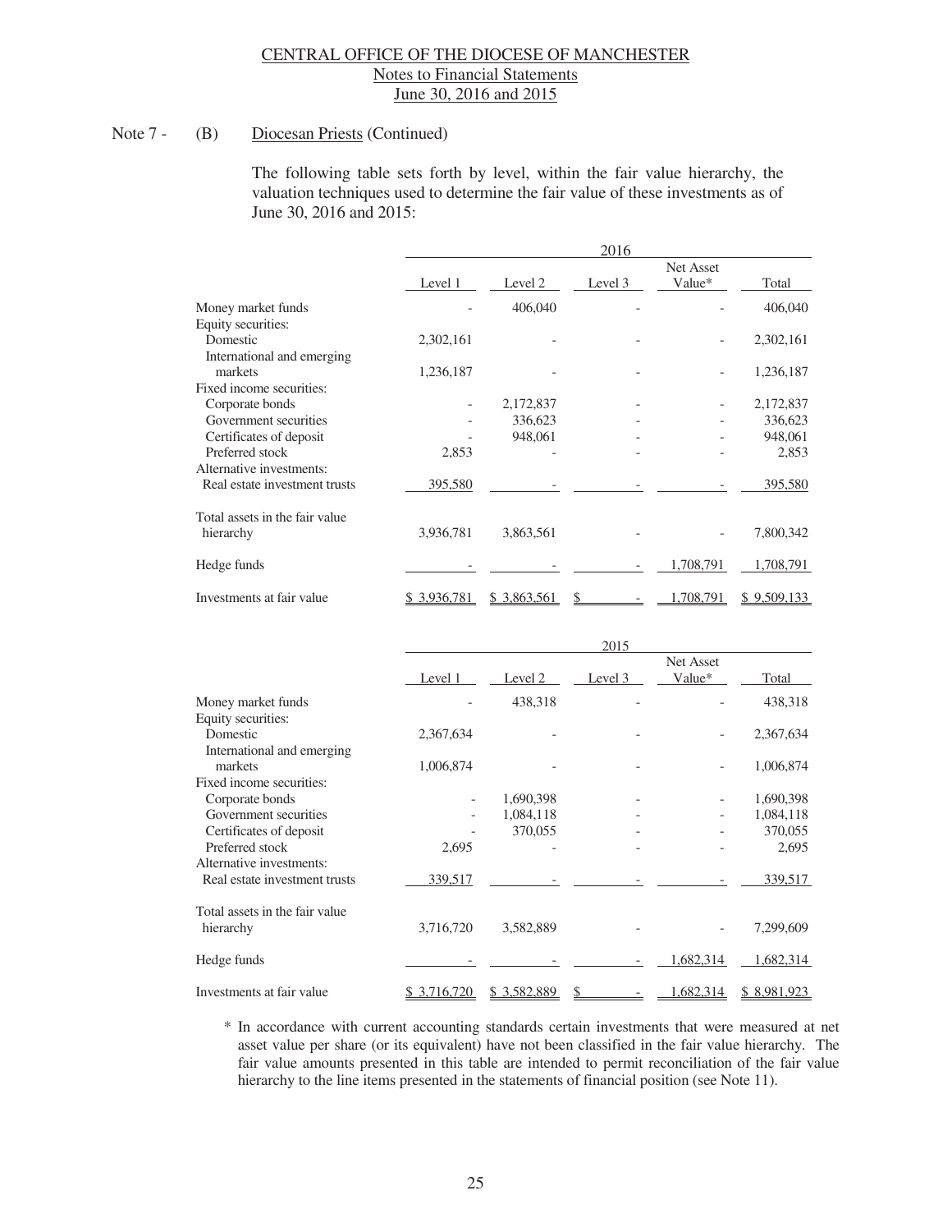CENTRAL OFFICE OF THE DIOCESE OF MANCHESTER
Notes to Financial Statements
June 30, 2016 and 2015

Note 7 - (B) Diocesan Priests (Continued)

The following table sets forth by level, within the fair value hierarchy, the valuation techniques used to determine the fair value of these investments as of June 30, 2016 and 2015:

| | 2016 | | | | |
|---|---|---|---|---|---|
| | Level 1 | Level 2 | Level 3 | Net Asset Value* | Total |
| Money market funds | - | 406,040 | - | - | 406,040 |
| Equity securities: | | | | | |
| Domestic | 2,302,161 | - | - | - | 2,302,161 |
| International and emerging markets | 1,236,187 | - | - | - | 1,236,187 |
| Fixed income securities: | | | | | |
| Corporate bonds | - | 2,172,837 | - | - | 2,172,837 |
| Government securities | - | 336,623 | - | - | 336,623 |
| Certificates of deposit | - | 948,061 | - | - | 948,061 |
| Preferred stock | 2,853 | - | - | - | 2,853 |
| Alternative investments: | | | | | |
| Real estate investment trusts | 395,580 | - | - | - | 395,580 |
| Total assets in the fair value hierarchy | 3,936,781 | 3,863,561 | - | - | 7,800,342 |
| Hedge funds | - | - | - | 1,708,791 | 1,708,791 |
| Investments at fair value | $ 3,936,781 | $ 3,863,561 | $ - | 1,708,791 | $ 9,509,133 |

| | 2015 | | | | |
|---|---|---|---|---|---|
| | Level 1 | Level 2 | Level 3 | Net Asset Value* | Total |
| Money market funds | - | 438,318 | - | - | 438,318 |
| Equity securities: | | | | | |
| Domestic | 2,367,634 | - | - | - | 2,367,634 |
| International and emerging markets | 1,006,874 | - | - | - | 1,006,874 |
| Fixed income securities: | | | | | |
| Corporate bonds | - | 1,690,398 | - | - | 1,690,398 |
| Government securities | - | 1,084,118 | - | - | 1,084,118 |
| Certificates of deposit | - | 370,055 | - | - | 370,055 |
| Preferred stock | 2,695 | - | - | - | 2,695 |
| Alternative investments: | | | | | |
| Real estate investment trusts | 339,517 | - | - | - | 339,517 |
| Total assets in the fair value hierarchy | 3,716,720 | 3,582,889 | - | - | 7,299,609 |
| Hedge funds | - | - | - | 1,682,314 | 1,682,314 |
| Investments at fair value | $ 3,716,720 | $ 3,582,889 | $ - | 1,682,314 | $ 8,981,923 |

\* In accordance with current accounting standards certain investments that were measured at net asset value per share (or its equivalent) have not been classified in the fair value hierarchy. The fair value amounts presented in this table are intended to permit reconciliation of the fair value hierarchy to the line items presented in the statements of financial position (see Note 11).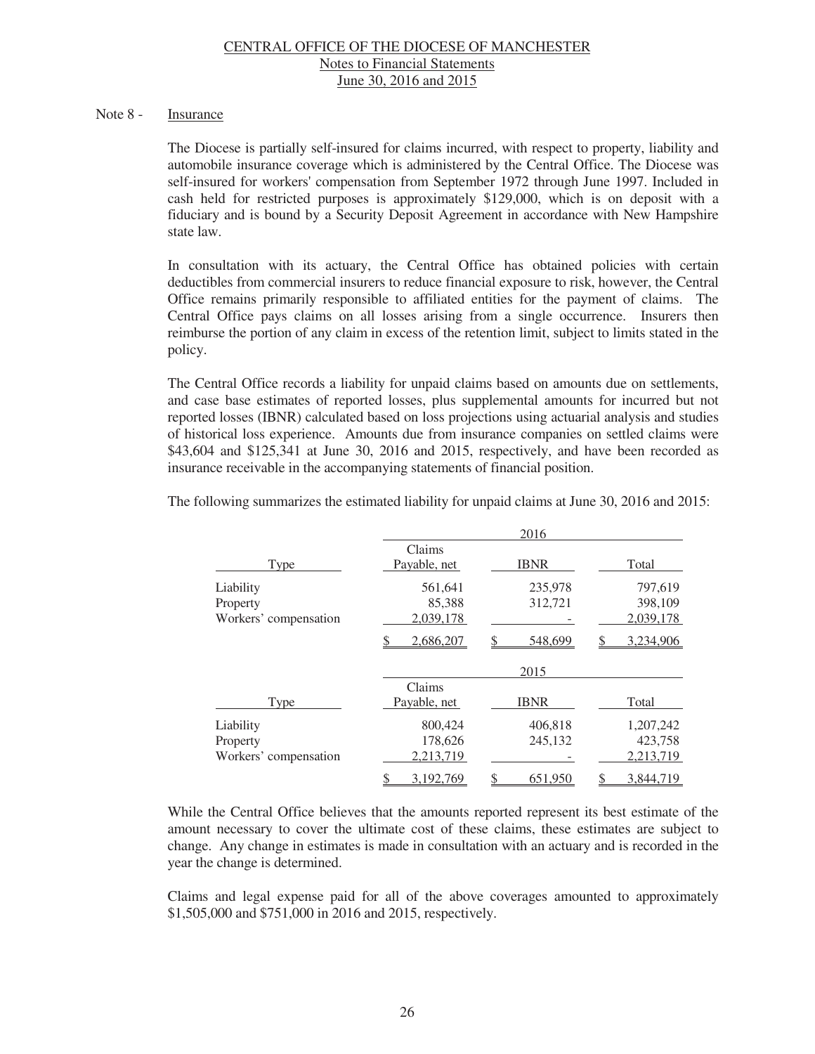## Note 8 - Insurance

The Diocese is partially self-insured for claims incurred, with respect to property, liability and automobile insurance coverage which is administered by the Central Office. The Diocese was self-insured for workers' compensation from September 1972 through June 1997. Included in cash held for restricted purposes is approximately $129,000, which is on deposit with a fiduciary and is bound by a Security Deposit Agreement in accordance with New Hampshire state law.

In consultation with its actuary, the Central Office has obtained policies with certain deductibles from commercial insurers to reduce financial exposure to risk, however, the Central Office remains primarily responsible to affiliated entities for the payment of claims. The Central Office pays claims on all losses arising from a single occurrence. Insurers then reimburse the portion of any claim in excess of the retention limit, subject to limits stated in the policy.

The Central Office records a liability for unpaid claims based on amounts due on settlements, and case base estimates of reported losses, plus supplemental amounts for incurred but not reported losses (IBNR) calculated based on loss projections using actuarial analysis and studies of historical loss experience. Amounts due from insurance companies on settled claims were $43,604 and $125,341 at June 30, 2016 and 2015, respectively, and have been recorded as insurance receivable in the accompanying statements of financial position.

The following summarizes the estimated liability for unpaid claims at June 30, 2016 and 2015:

| | 2016 | | |
|---|---|---|---|
| Type | Claims Payable, net | IBNR | Total |
| Liability | 561,641 | 235,978 | 797,619 |
| Property | 85,388 | 312,721 | 398,109 |
| Workers' compensation | 2,039,178 | - | 2,039,178 |
| | $ 2,686,207 | $ 548,699 | $ 3,234,906 |

| | 2015 | | |
|---|---|---|---|
| Type | Claims Payable, net | IBNR | Total |
| Liability | 800,424 | 406,818 | 1,207,242 |
| Property | 178,626 | 245,132 | 423,758 |
| Workers' compensation | 2,213,719 | - | 2,213,719 |
| | $ 3,192,769 | $ 651,950 | $ 3,844,719 |

While the Central Office believes that the amounts reported represent its best estimate of the amount necessary to cover the ultimate cost of these claims, these estimates are subject to change. Any change in estimates is made in consultation with an actuary and is recorded in the year the change is determined.

Claims and legal expense paid for all of the above coverages amounted to approximately $1,505,000 and $751,000 in 2016 and 2015, respectively.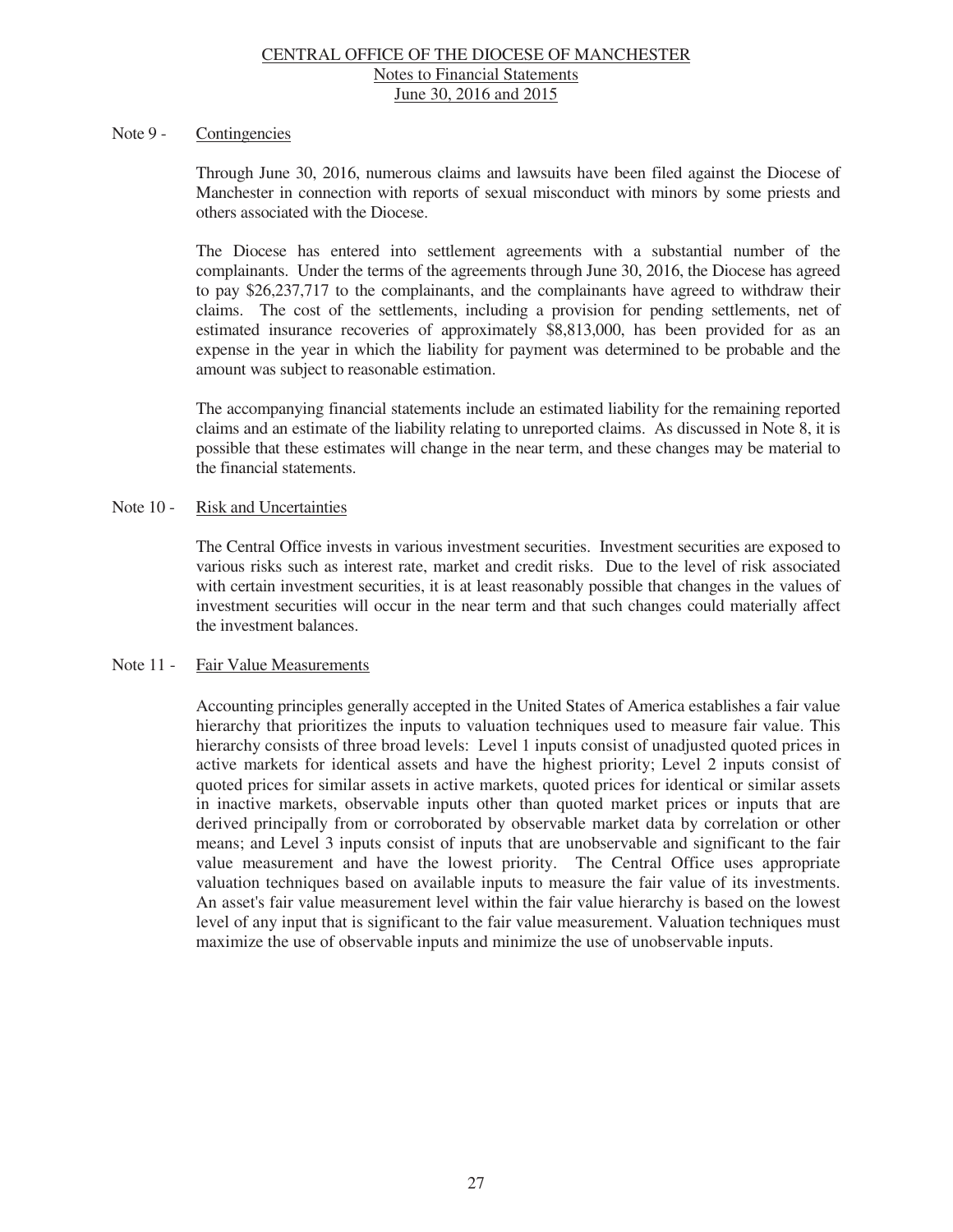## Note 9 - Contingencies

Through June 30, 2016, numerous claims and lawsuits have been filed against the Diocese of Manchester in connection with reports of sexual misconduct with minors by some priests and others associated with the Diocese.

The Diocese has entered into settlement agreements with a substantial number of the complainants. Under the terms of the agreements through June 30, 2016, the Diocese has agreed to pay $26,237,717 to the complainants, and the complainants have agreed to withdraw their claims. The cost of the settlements, including a provision for pending settlements, net of estimated insurance recoveries of approximately $8,813,000, has been provided for as an expense in the year in which the liability for payment was determined to be probable and the amount was subject to reasonable estimation.

The accompanying financial statements include an estimated liability for the remaining reported claims and an estimate of the liability relating to unreported claims. As discussed in Note 8, it is possible that these estimates will change in the near term, and these changes may be material to the financial statements.

## Note 10 - Risk and Uncertainties

The Central Office invests in various investment securities. Investment securities are exposed to various risks such as interest rate, market and credit risks. Due to the level of risk associated with certain investment securities, it is at least reasonably possible that changes in the values of investment securities will occur in the near term and that such changes could materially affect the investment balances.

## Note 11 - Fair Value Measurements

Accounting principles generally accepted in the United States of America establishes a fair value hierarchy that prioritizes the inputs to valuation techniques used to measure fair value. This hierarchy consists of three broad levels: Level 1 inputs consist of unadjusted quoted prices in active markets for identical assets and have the highest priority; Level 2 inputs consist of quoted prices for similar assets in active markets, quoted prices for identical or similar assets in inactive markets, observable inputs other than quoted market prices or inputs that are derived principally from or corroborated by observable market data by correlation or other means; and Level 3 inputs consist of inputs that are unobservable and significant to the fair value measurement and have the lowest priority. The Central Office uses appropriate valuation techniques based on available inputs to measure the fair value of its investments. An asset's fair value measurement level within the fair value hierarchy is based on the lowest level of any input that is significant to the fair value measurement. Valuation techniques must maximize the use of observable inputs and minimize the use of unobservable inputs.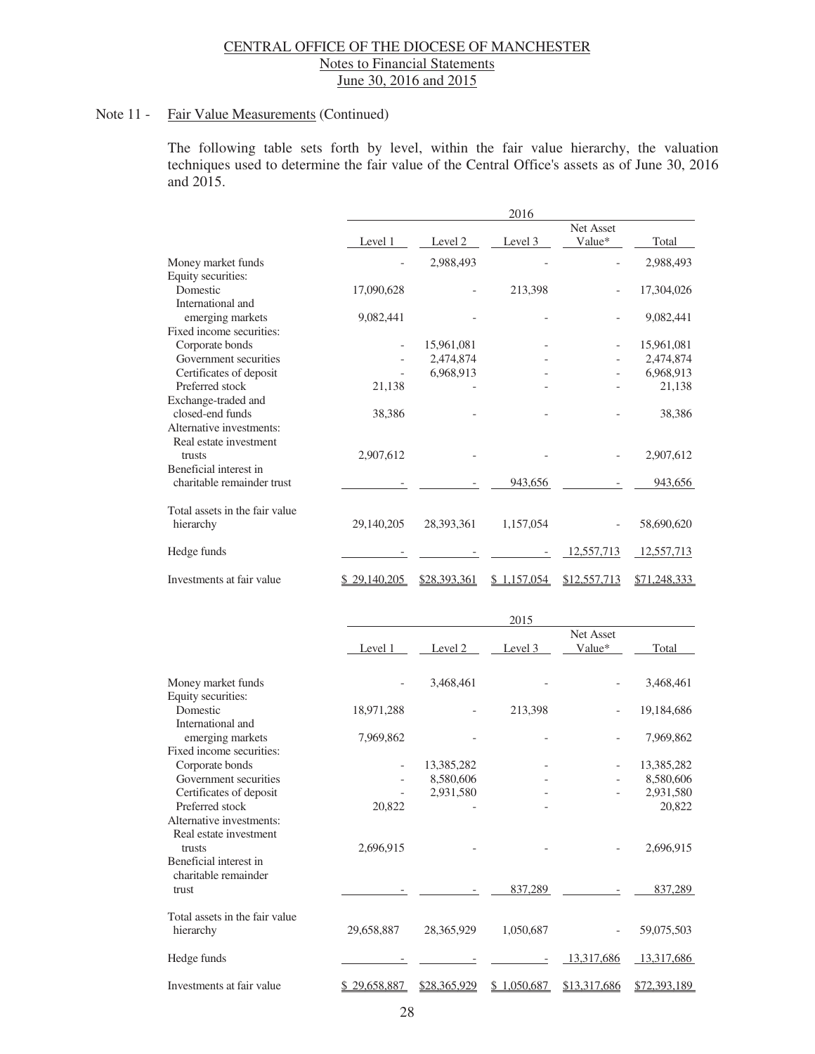Note 11 - Fair Value Measurements (Continued)

The following table sets forth by level, within the fair value hierarchy, the valuation techniques used to determine the fair value of the Central Office's assets as of June 30, 2016 and 2015.

| | 2016 | | | | |
|---|---|---|---|---|---|
| | Level 1 | Level 2 | Level 3 | Net Asset Value* | Total |
| Money market funds | - | 2,988,493 | - | - | 2,988,493 |
| Equity securities: | | | | | |
| Domestic | 17,090,628 | - | 213,398 | - | 17,304,026 |
| International and emerging markets | 9,082,441 | - | - | - | 9,082,441 |
| Fixed income securities: | | | | | |
| Corporate bonds | - | 15,961,081 | - | - | 15,961,081 |
| Government securities | - | 2,474,874 | - | - | 2,474,874 |
| Certificates of deposit | - | 6,968,913 | - | - | 6,968,913 |
| Preferred stock | 21,138 | - | - | - | 21,138 |
| Exchange-traded and closed-end funds | 38,386 | - | - | - | 38,386 |
| Alternative investments: | | | | | |
| Real estate investment trusts | 2,907,612 | - | - | - | 2,907,612 |
| Beneficial interest in charitable remainder trust | - | - | 943,656 | - | 943,656 |
| Total assets in the fair value hierarchy | 29,140,205 | 28,393,361 | 1,157,054 | - | 58,690,620 |
| Hedge funds | - | - | - | 12,557,713 | 12,557,713 |
| Investments at fair value | $ 29,140,205 | $28,393,361 | $ 1,157,054 | $12,557,713 | $71,248,333 |

| | 2015 | | | | |
|---|---|---|---|---|---|
| | Level 1 | Level 2 | Level 3 | Net Asset Value* | Total |
| Money market funds | - | 3,468,461 | - | - | 3,468,461 |
| Equity securities: | | | | | |
| Domestic | 18,971,288 | - | 213,398 | - | 19,184,686 |
| International and emerging markets | 7,969,862 | - | - | - | 7,969,862 |
| Fixed income securities: | | | | | |
| Corporate bonds | - | 13,385,282 | - | - | 13,385,282 |
| Government securities | - | 8,580,606 | - | - | 8,580,606 |
| Certificates of deposit | - | 2,931,580 | - | - | 2,931,580 |
| Preferred stock | 20,822 | - | - | | 20,822 |
| Alternative investments: | | | | | |
| Real estate investment trusts | 2,696,915 | - | - | - | 2,696,915 |
| Beneficial interest in charitable remainder trust | - | - | 837,289 | - | 837,289 |
| Total assets in the fair value hierarchy | 29,658,887 | 28,365,929 | 1,050,687 | - | 59,075,503 |
| Hedge funds | - | - | - | 13,317,686 | 13,317,686 |
| Investments at fair value | $ 29,658,887 | $28,365,929 | $ 1,050,687 | $13,317,686 | $72,393,189 |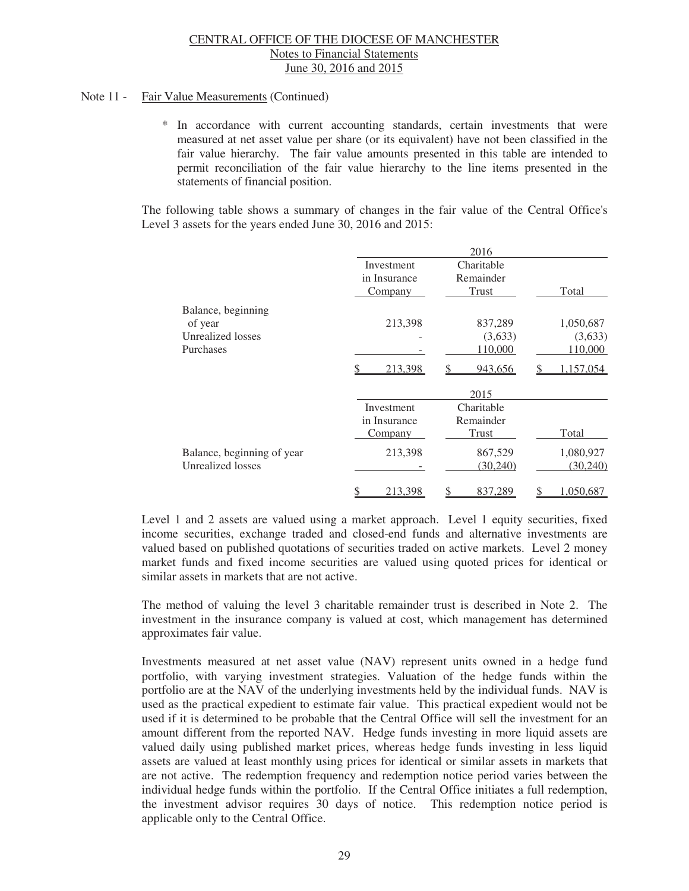Note 11 - Fair Value Measurements (Continued)

\* In accordance with current accounting standards, certain investments that were measured at net asset value per share (or its equivalent) have not been classified in the fair value hierarchy. The fair value amounts presented in this table are intended to permit reconciliation of the fair value hierarchy to the line items presented in the statements of financial position.

The following table shows a summary of changes in the fair value of the Central Office's Level 3 assets for the years ended June 30, 2016 and 2015:

| | 2016 | | |
|---|---|---|---|
| | Investment in Insurance Company | Charitable Remainder Trust | Total |
| Balance, beginning of year | 213,398 | 837,289 | 1,050,687 |
| Unrealized losses | - | (3,633) | (3,633) |
| Purchases | - | 110,000 | 110,000 |
| | $ 213,398 | $ 943,656 | $ 1,157,054 |

| | 2015 | | |
|---|---|---|---|
| | Investment in Insurance Company | Charitable Remainder Trust | Total |
| Balance, beginning of year | 213,398 | 867,529 | 1,080,927 |
| Unrealized losses | - | (30,240) | (30,240) |
| | $ 213,398 | $ 837,289 | $ 1,050,687 |

Level 1 and 2 assets are valued using a market approach. Level 1 equity securities, fixed income securities, exchange traded and closed-end funds and alternative investments are valued based on published quotations of securities traded on active markets. Level 2 money market funds and fixed income securities are valued using quoted prices for identical or similar assets in markets that are not active.

The method of valuing the level 3 charitable remainder trust is described in Note 2. The investment in the insurance company is valued at cost, which management has determined approximates fair value.

Investments measured at net asset value (NAV) represent units owned in a hedge fund portfolio, with varying investment strategies. Valuation of the hedge funds within the portfolio are at the NAV of the underlying investments held by the individual funds. NAV is used as the practical expedient to estimate fair value. This practical expedient would not be used if it is determined to be probable that the Central Office will sell the investment for an amount different from the reported NAV. Hedge funds investing in more liquid assets are valued daily using published market prices, whereas hedge funds investing in less liquid assets are valued at least monthly using prices for identical or similar assets in markets that are not active. The redemption frequency and redemption notice period varies between the individual hedge funds within the portfolio. If the Central Office initiates a full redemption, the investment advisor requires 30 days of notice. This redemption notice period is applicable only to the Central Office.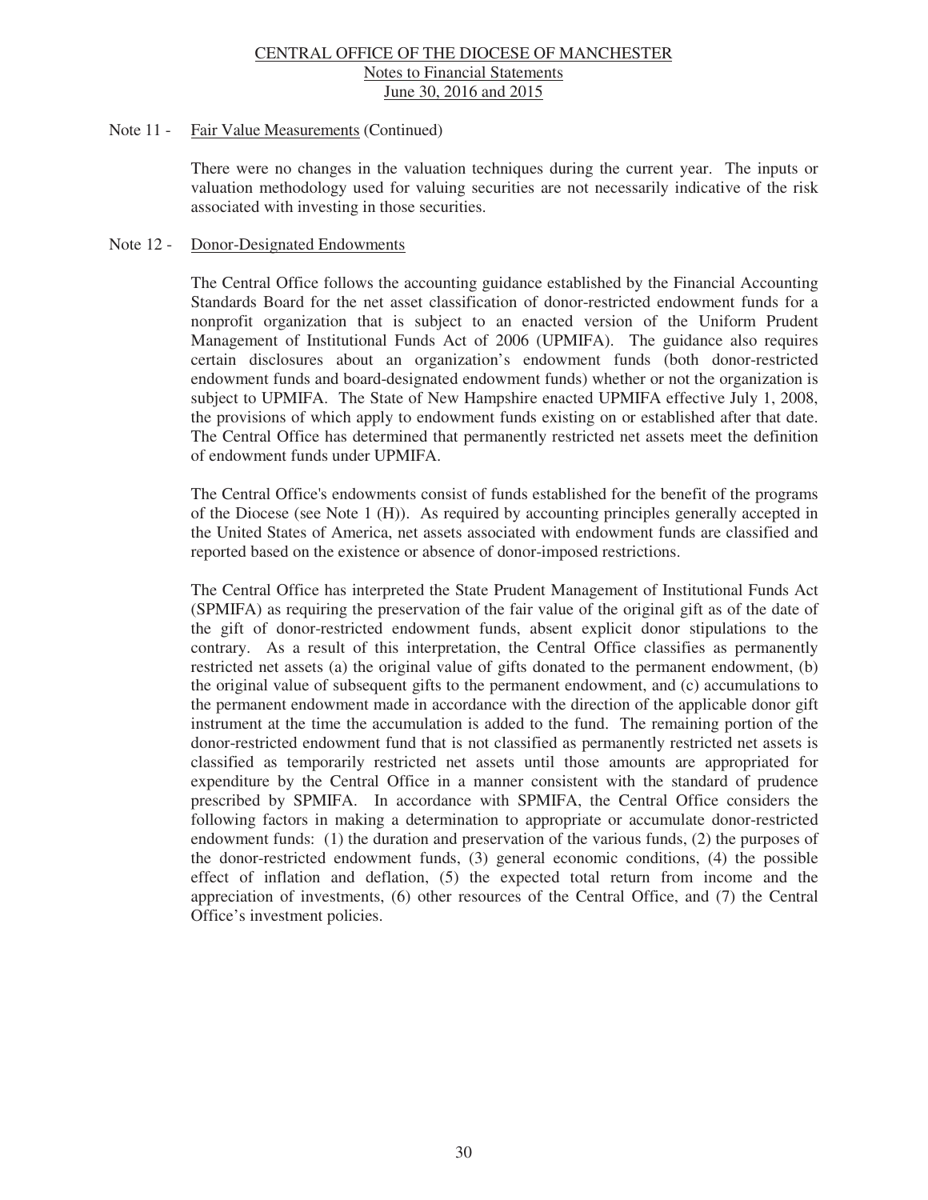Note 11 - Fair Value Measurements (Continued)

There were no changes in the valuation techniques during the current year. The inputs or valuation methodology used for valuing securities are not necessarily indicative of the risk associated with investing in those securities.

Note 12 - Donor-Designated Endowments

The Central Office follows the accounting guidance established by the Financial Accounting Standards Board for the net asset classification of donor-restricted endowment funds for a nonprofit organization that is subject to an enacted version of the Uniform Prudent Management of Institutional Funds Act of 2006 (UPMIFA). The guidance also requires certain disclosures about an organization's endowment funds (both donor-restricted endowment funds and board-designated endowment funds) whether or not the organization is subject to UPMIFA. The State of New Hampshire enacted UPMIFA effective July 1, 2008, the provisions of which apply to endowment funds existing on or established after that date. The Central Office has determined that permanently restricted net assets meet the definition of endowment funds under UPMIFA.

The Central Office's endowments consist of funds established for the benefit of the programs of the Diocese (see Note 1 (H)). As required by accounting principles generally accepted in the United States of America, net assets associated with endowment funds are classified and reported based on the existence or absence of donor-imposed restrictions.

The Central Office has interpreted the State Prudent Management of Institutional Funds Act (SPMIFA) as requiring the preservation of the fair value of the original gift as of the date of the gift of donor-restricted endowment funds, absent explicit donor stipulations to the contrary. As a result of this interpretation, the Central Office classifies as permanently restricted net assets (a) the original value of gifts donated to the permanent endowment, (b) the original value of subsequent gifts to the permanent endowment, and (c) accumulations to the permanent endowment made in accordance with the direction of the applicable donor gift instrument at the time the accumulation is added to the fund. The remaining portion of the donor-restricted endowment fund that is not classified as permanently restricted net assets is classified as temporarily restricted net assets until those amounts are appropriated for expenditure by the Central Office in a manner consistent with the standard of prudence prescribed by SPMIFA. In accordance with SPMIFA, the Central Office considers the following factors in making a determination to appropriate or accumulate donor-restricted endowment funds: (1) the duration and preservation of the various funds, (2) the purposes of the donor-restricted endowment funds, (3) general economic conditions, (4) the possible effect of inflation and deflation, (5) the expected total return from income and the appreciation of investments, (6) other resources of the Central Office, and (7) the Central Office's investment policies.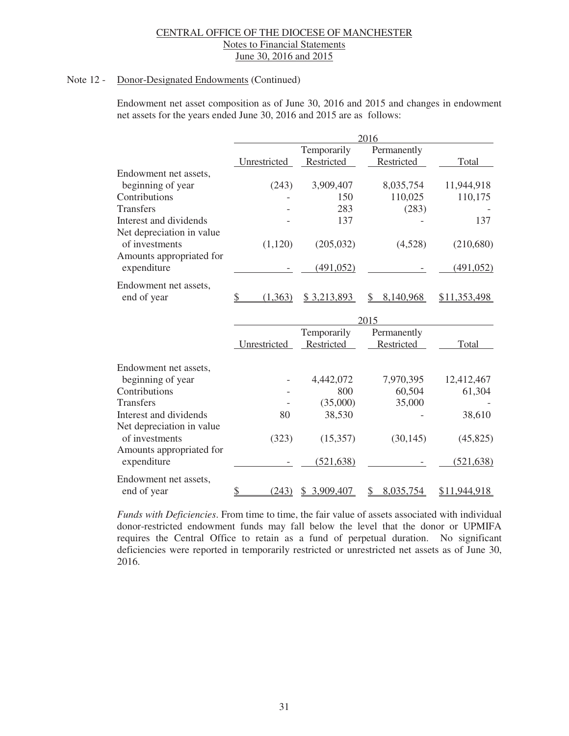Note 12 - Donor-Designated Endowments (Continued)

Endowment net asset composition as of June 30, 2016 and 2015 and changes in endowment net assets for the years ended June 30, 2016 and 2015 are as follows:

| | 2016 | | | |
|---|---|---|---|---|
| | Unrestricted | Temporarily Restricted | Permanently Restricted | Total |
| Endowment net assets, beginning of year | (243) | 3,909,407 | 8,035,754 | 11,944,918 |
| Contributions | - | 150 | 110,025 | 110,175 |
| Transfers | - | 283 | (283) | - |
| Interest and dividends | - | 137 | - | 137 |
| Net depreciation in value of investments | (1,120) | (205,032) | (4,528) | (210,680) |
| Amounts appropriated for expenditure | - | (491,052) | - | (491,052) |
| Endowment net assets, end of year | $ (1,363) | $ 3,213,893 | $ 8,140,968 | $11,353,498 |

| | 2015 | | | |
|---|---|---|---|---|
| | Unrestricted | Temporarily Restricted | Permanently Restricted | Total |
| Endowment net assets, beginning of year | - | 4,442,072 | 7,970,395 | 12,412,467 |
| Contributions | - | 800 | 60,504 | 61,304 |
| Transfers | - | (35,000) | 35,000 | - |
| Interest and dividends | 80 | 38,530 | - | 38,610 |
| Net depreciation in value of investments | (323) | (15,357) | (30,145) | (45,825) |
| Amounts appropriated for expenditure | - | (521,638) | - | (521,638) |
| Endowment net assets, end of year | $ (243) | $ 3,909,407 | $ 8,035,754 | $11,944,918 |

*Funds with Deficiencies*. From time to time, the fair value of assets associated with individual donor-restricted endowment funds may fall below the level that the donor or UPMIFA requires the Central Office to retain as a fund of perpetual duration. No significant deficiencies were reported in temporarily restricted or unrestricted net assets as of June 30, 2016.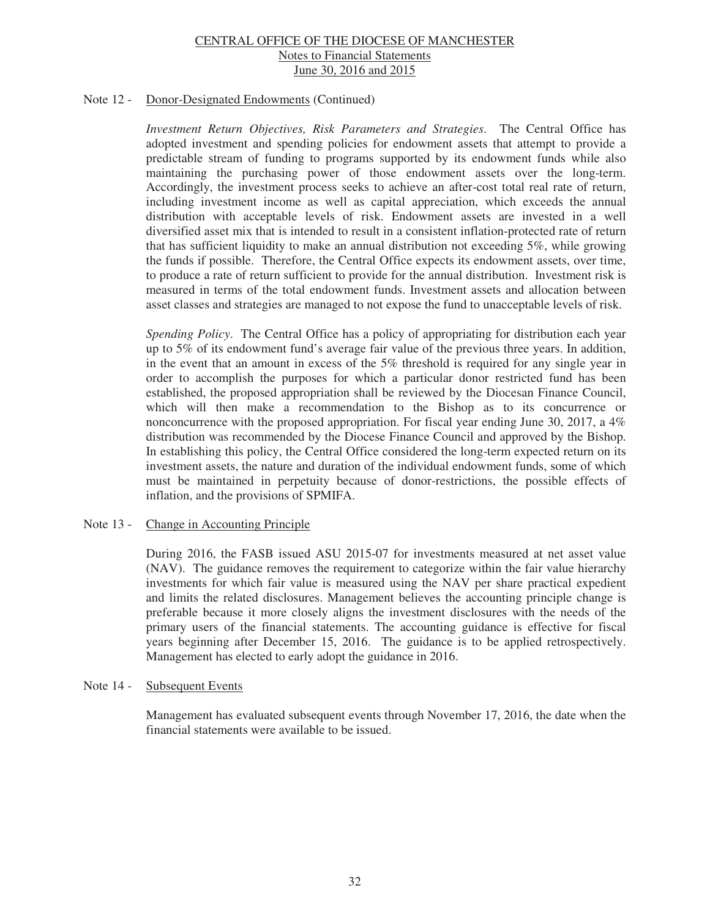## Note 12 - Donor-Designated Endowments (Continued)

*Investment Return Objectives, Risk Parameters and Strategies*. The Central Office has adopted investment and spending policies for endowment assets that attempt to provide a predictable stream of funding to programs supported by its endowment funds while also maintaining the purchasing power of those endowment assets over the long-term. Accordingly, the investment process seeks to achieve an after-cost total real rate of return, including investment income as well as capital appreciation, which exceeds the annual distribution with acceptable levels of risk. Endowment assets are invested in a well diversified asset mix that is intended to result in a consistent inflation-protected rate of return that has sufficient liquidity to make an annual distribution not exceeding 5%, while growing the funds if possible. Therefore, the Central Office expects its endowment assets, over time, to produce a rate of return sufficient to provide for the annual distribution. Investment risk is measured in terms of the total endowment funds. Investment assets and allocation between asset classes and strategies are managed to not expose the fund to unacceptable levels of risk.

*Spending Policy*. The Central Office has a policy of appropriating for distribution each year up to 5% of its endowment fund's average fair value of the previous three years. In addition, in the event that an amount in excess of the 5% threshold is required for any single year in order to accomplish the purposes for which a particular donor restricted fund has been established, the proposed appropriation shall be reviewed by the Diocesan Finance Council, which will then make a recommendation to the Bishop as to its concurrence or nonconcurrence with the proposed appropriation. For fiscal year ending June 30, 2017, a 4% distribution was recommended by the Diocese Finance Council and approved by the Bishop. In establishing this policy, the Central Office considered the long-term expected return on its investment assets, the nature and duration of the individual endowment funds, some of which must be maintained in perpetuity because of donor-restrictions, the possible effects of inflation, and the provisions of SPMIFA.

## Note 13 - Change in Accounting Principle

During 2016, the FASB issued ASU 2015-07 for investments measured at net asset value (NAV). The guidance removes the requirement to categorize within the fair value hierarchy investments for which fair value is measured using the NAV per share practical expedient and limits the related disclosures. Management believes the accounting principle change is preferable because it more closely aligns the investment disclosures with the needs of the primary users of the financial statements. The accounting guidance is effective for fiscal years beginning after December 15, 2016. The guidance is to be applied retrospectively. Management has elected to early adopt the guidance in 2016.

## Note 14 - Subsequent Events

Management has evaluated subsequent events through November 17, 2016, the date when the financial statements were available to be issued.